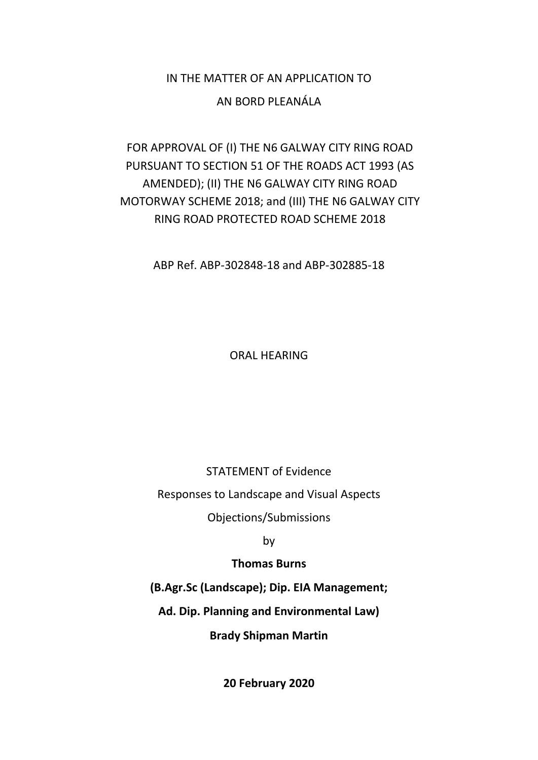IN THE MATTER OF AN APPLICATION TO

AN BORD PLEANÁLA

FOR APPROVAL OF (I) THE N6 GALWAY CITY RING ROAD PURSUANT TO SECTION 51 OF THE ROADS ACT 1993 (AS AMENDED); (II) THE N6 GALWAY CITY RING ROAD MOTORWAY SCHEME 2018; and (III) THE N6 GALWAY CITY RING ROAD PROTECTED ROAD SCHEME 2018

ABP Ref. ABP-302848-18 and ABP-302885-18

ORAL HEARING

STATEMENT of Evidence

Responses to Landscape and Visual Aspects

Objections/Submissions

by

**Thomas Burns**

**(B.Agr.Sc (Landscape); Dip. EIA Management;**

**Ad. Dip. Planning and Environmental Law)**

**Brady Shipman Martin**

**20 February 2020**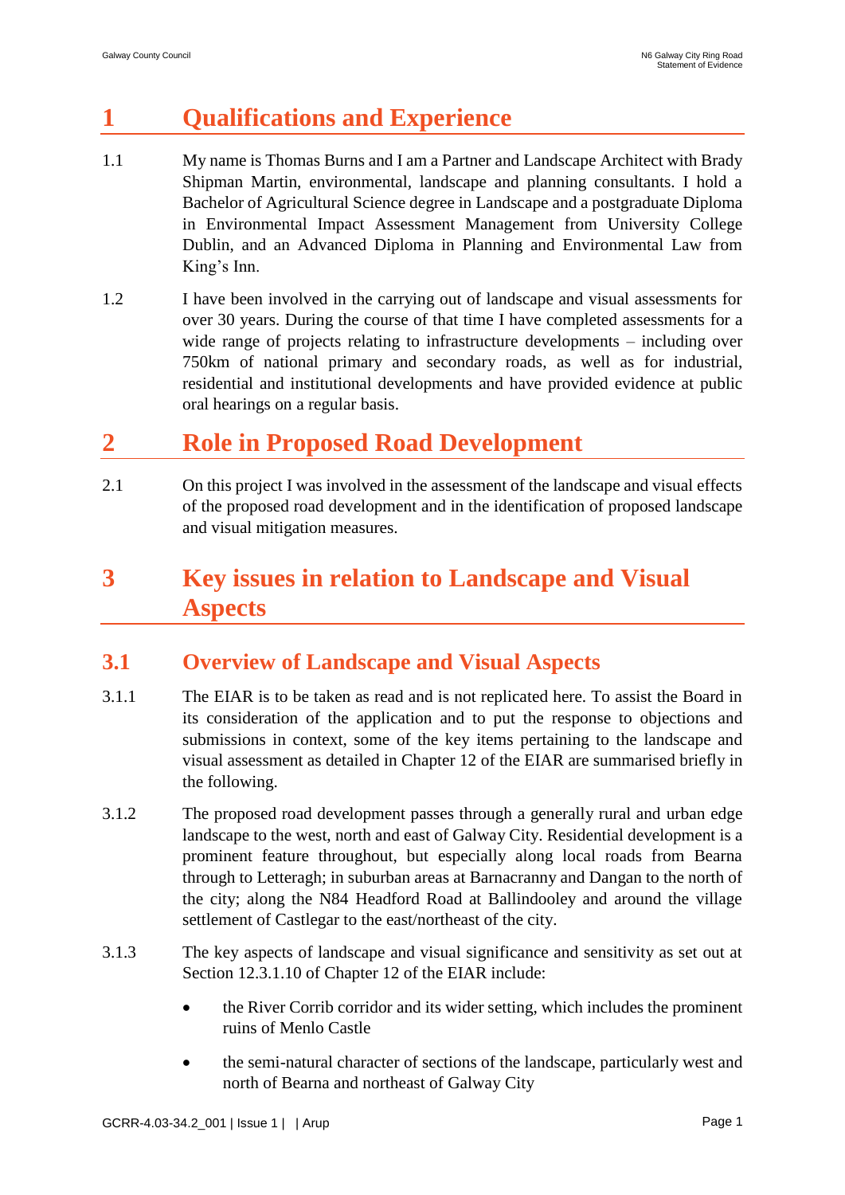# 1 Qualifications and Experience

1.1 My name is Thomas Burns and I am a Partner and Landscape Architect with Brady Shipman Martin, environmental, landscape and planning consultants. I hold a Bachelor of Agricultural Science degree in Landscape and a postgraduate Diploma in Environmental Impact Assessment Management from University College Dublin, and an Advanced Diploma in Planning and Environmental Law from King's Inn.

1.2 I have been involved in the carrying out of landscape and visual assessments for over 30 years. During the course of that time I have completed assessments for a wide range of projects relating to infrastructure developments – including over 750km of national primary and secondary roads, as well as for industrial, residential and institutional developments and have provided evidence at public oral hearings on a regular basis.

# 2 Role in Proposed Road Development

2.1 On this project I was involved in the assessment of the landscape and visual effects of the proposed road development and in the identification of proposed landscape and visual mitigation measures.

# 3 Key issues in relation to Landscape and Visual Aspects

## 3.1 Overview of Landscape and Visual Aspects

3.1.1 The EIAR is to be taken as read and is not replicated here. To assist the Board in its consideration of the application and to put the response to objections and submissions in context, some of the key items pertaining to the landscape and visual assessment as detailed in Chapter 12 of the EIAR are summarised briefly in the following.

3.1.2 The proposed road development passes through a generally rural and urban edge landscape to the west, north and east of Galway City. Residential development is a prominent feature throughout, but especially along local roads from Bearna through to Letteragh; in suburban areas at Barnacranny and Dangan to the north of the city; along the N84 Headford Road at Ballindooley and around the village settlement of Castlegar to the east/northeast of the city.

3.1.3 The key aspects of landscape and visual significance and sensitivity as set out at Section 12.3.1.10 of Chapter 12 of the EIAR include:

- the River Corrib corridor and its wider setting, which includes the prominent ruins of Menlo Castle
- the semi-natural character of sections of the landscape, particularly west and north of Bearna and northeast of Galway City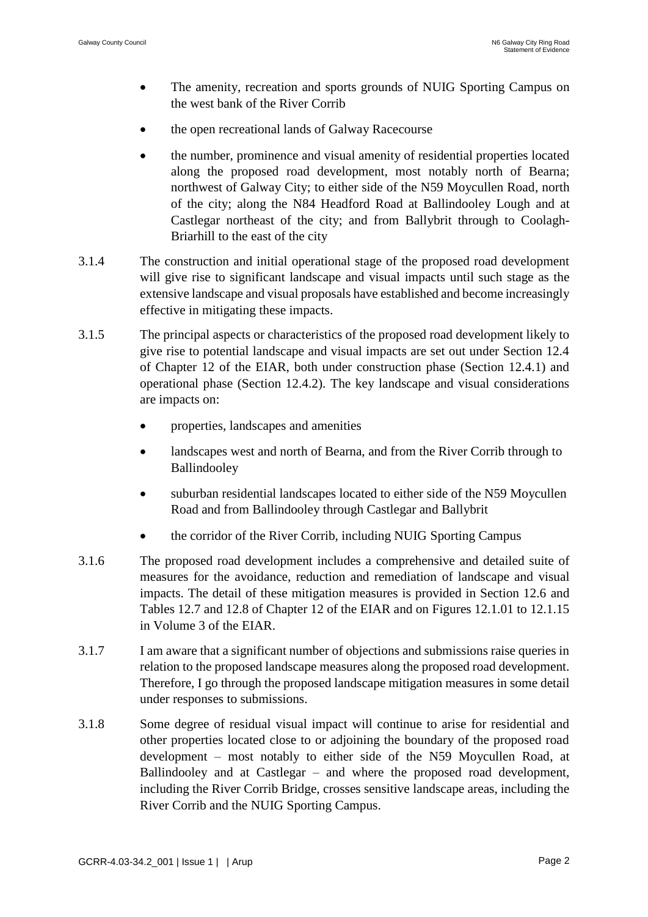- The amenity, recreation and sports grounds of NUIG Sporting Campus on the west bank of the River Corrib
- the open recreational lands of Galway Racecourse
- the number, prominence and visual amenity of residential properties located along the proposed road development, most notably north of Bearna; northwest of Galway City; to either side of the N59 Moycullen Road, north of the city; along the N84 Headford Road at Ballindooley Lough and at Castlegar northeast of the city; and from Ballybrit through to Coolagh-Briarhill to the east of the city

3.1.4 The construction and initial operational stage of the proposed road development will give rise to significant landscape and visual impacts until such stage as the extensive landscape and visual proposals have established and become increasingly effective in mitigating these impacts.

3.1.5 The principal aspects or characteristics of the proposed road development likely to give rise to potential landscape and visual impacts are set out under Section 12.4 of Chapter 12 of the EIAR, both under construction phase (Section 12.4.1) and operational phase (Section 12.4.2). The key landscape and visual considerations are impacts on:

- properties, landscapes and amenities
- landscapes west and north of Bearna, and from the River Corrib through to Ballindooley
- suburban residential landscapes located to either side of the N59 Moycullen Road and from Ballindooley through Castlegar and Ballybrit
- the corridor of the River Corrib, including NUIG Sporting Campus

3.1.6 The proposed road development includes a comprehensive and detailed suite of measures for the avoidance, reduction and remediation of landscape and visual impacts. The detail of these mitigation measures is provided in Section 12.6 and Tables 12.7 and 12.8 of Chapter 12 of the EIAR and on Figures 12.1.01 to 12.1.15 in Volume 3 of the EIAR.

3.1.7 I am aware that a significant number of objections and submissions raise queries in relation to the proposed landscape measures along the proposed road development. Therefore, I go through the proposed landscape mitigation measures in some detail under responses to submissions.

3.1.8 Some degree of residual visual impact will continue to arise for residential and other properties located close to or adjoining the boundary of the proposed road development – most notably to either side of the N59 Moycullen Road, at Ballindooley and at Castlegar – and where the proposed road development, including the River Corrib Bridge, crosses sensitive landscape areas, including the River Corrib and the NUIG Sporting Campus.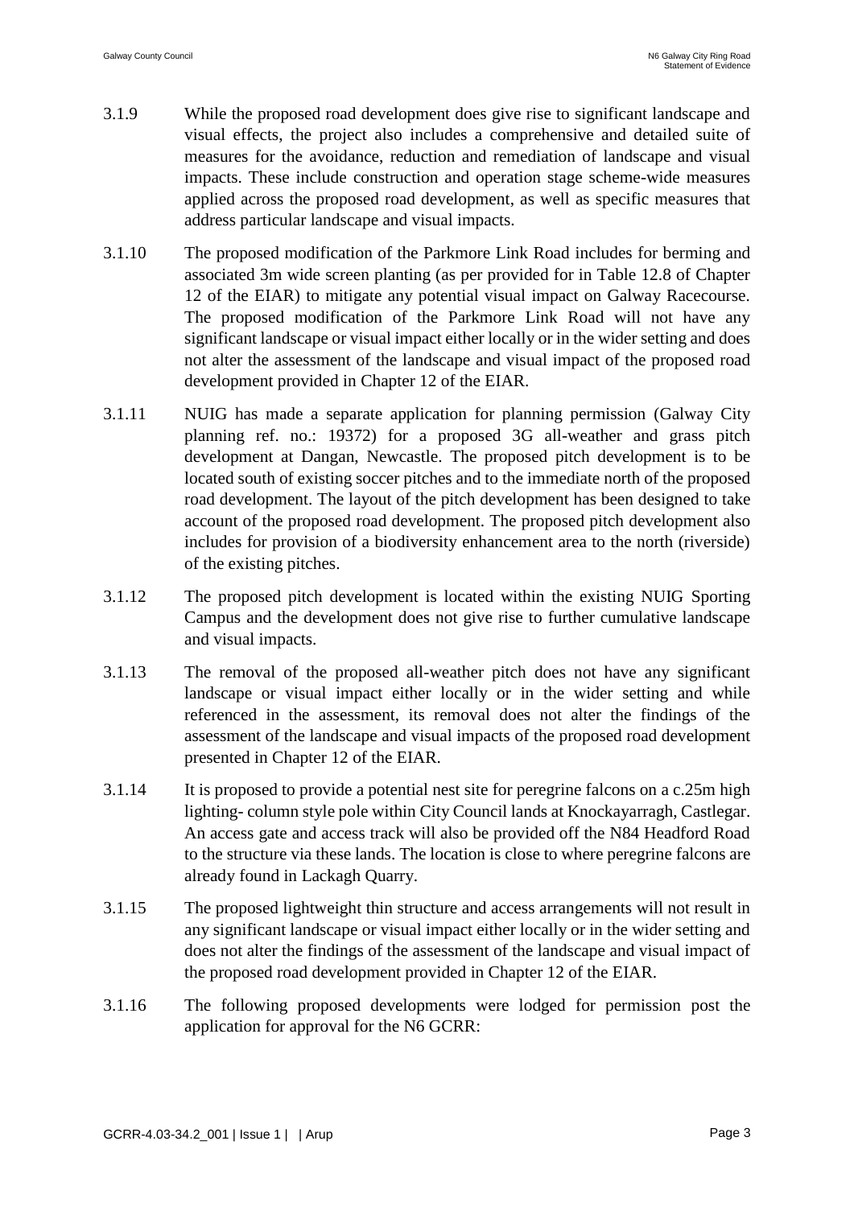3.1.9 While the proposed road development does give rise to significant landscape and visual effects, the project also includes a comprehensive and detailed suite of measures for the avoidance, reduction and remediation of landscape and visual impacts. These include construction and operation stage scheme-wide measures applied across the proposed road development, as well as specific measures that address particular landscape and visual impacts.

3.1.10 The proposed modification of the Parkmore Link Road includes for berming and associated 3m wide screen planting (as per provided for in Table 12.8 of Chapter 12 of the EIAR) to mitigate any potential visual impact on Galway Racecourse. The proposed modification of the Parkmore Link Road will not have any significant landscape or visual impact either locally or in the wider setting and does not alter the assessment of the landscape and visual impact of the proposed road development provided in Chapter 12 of the EIAR.

3.1.11 NUIG has made a separate application for planning permission (Galway City planning ref. no.: 19372) for a proposed 3G all-weather and grass pitch development at Dangan, Newcastle. The proposed pitch development is to be located south of existing soccer pitches and to the immediate north of the proposed road development. The layout of the pitch development has been designed to take account of the proposed road development. The proposed pitch development also includes for provision of a biodiversity enhancement area to the north (riverside) of the existing pitches.

3.1.12 The proposed pitch development is located within the existing NUIG Sporting Campus and the development does not give rise to further cumulative landscape and visual impacts.

3.1.13 The removal of the proposed all-weather pitch does not have any significant landscape or visual impact either locally or in the wider setting and while referenced in the assessment, its removal does not alter the findings of the assessment of the landscape and visual impacts of the proposed road development presented in Chapter 12 of the EIAR.

3.1.14 It is proposed to provide a potential nest site for peregrine falcons on a c.25m high lighting- column style pole within City Council lands at Knockayarragh, Castlegar. An access gate and access track will also be provided off the N84 Headford Road to the structure via these lands. The location is close to where peregrine falcons are already found in Lackagh Quarry.

3.1.15 The proposed lightweight thin structure and access arrangements will not result in any significant landscape or visual impact either locally or in the wider setting and does not alter the findings of the assessment of the landscape and visual impact of the proposed road development provided in Chapter 12 of the EIAR.

3.1.16 The following proposed developments were lodged for permission post the application for approval for the N6 GCRR: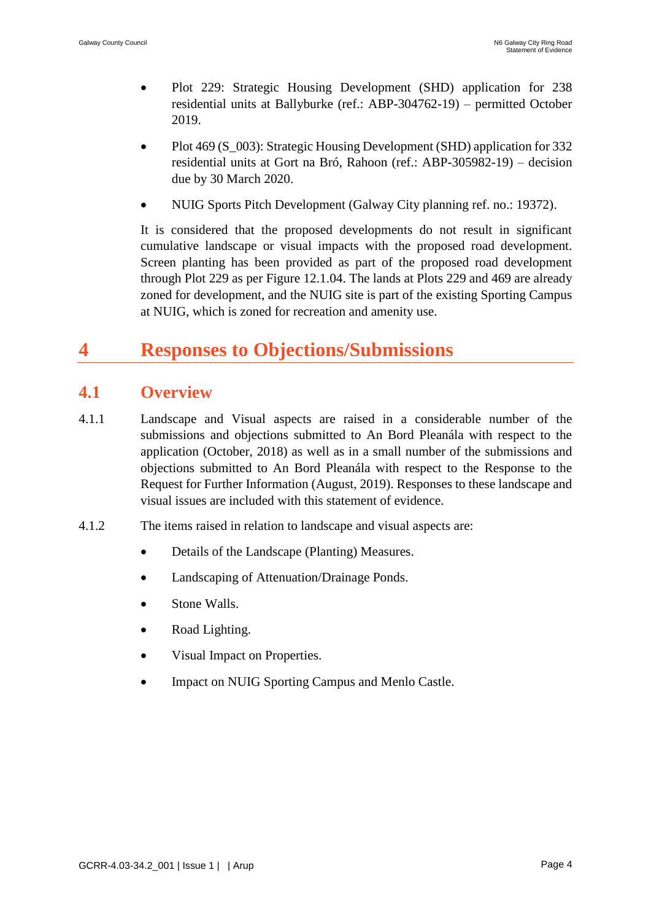- Plot 229: Strategic Housing Development (SHD) application for 238 residential units at Ballyburke (ref.: ABP-304762-19) – permitted October 2019.
- Plot 469 (S_003): Strategic Housing Development (SHD) application for 332 residential units at Gort na Bró, Rahoon (ref.: ABP-305982-19) – decision due by 30 March 2020.
- NUIG Sports Pitch Development (Galway City planning ref. no.: 19372).

It is considered that the proposed developments do not result in significant cumulative landscape or visual impacts with the proposed road development. Screen planting has been provided as part of the proposed road development through Plot 229 as per Figure 12.1.04. The lands at Plots 229 and 469 are already zoned for development, and the NUIG site is part of the existing Sporting Campus at NUIG, which is zoned for recreation and amenity use.

# 4 Responses to Objections/Submissions

## 4.1 Overview

4.1.1 Landscape and Visual aspects are raised in a considerable number of the submissions and objections submitted to An Bord Pleanála with respect to the application (October, 2018) as well as in a small number of the submissions and objections submitted to An Bord Pleanála with respect to the Response to the Request for Further Information (August, 2019). Responses to these landscape and visual issues are included with this statement of evidence.

4.1.2 The items raised in relation to landscape and visual aspects are:

- Details of the Landscape (Planting) Measures.
- Landscaping of Attenuation/Drainage Ponds.
- Stone Walls.
- Road Lighting.
- Visual Impact on Properties.
- Impact on NUIG Sporting Campus and Menlo Castle.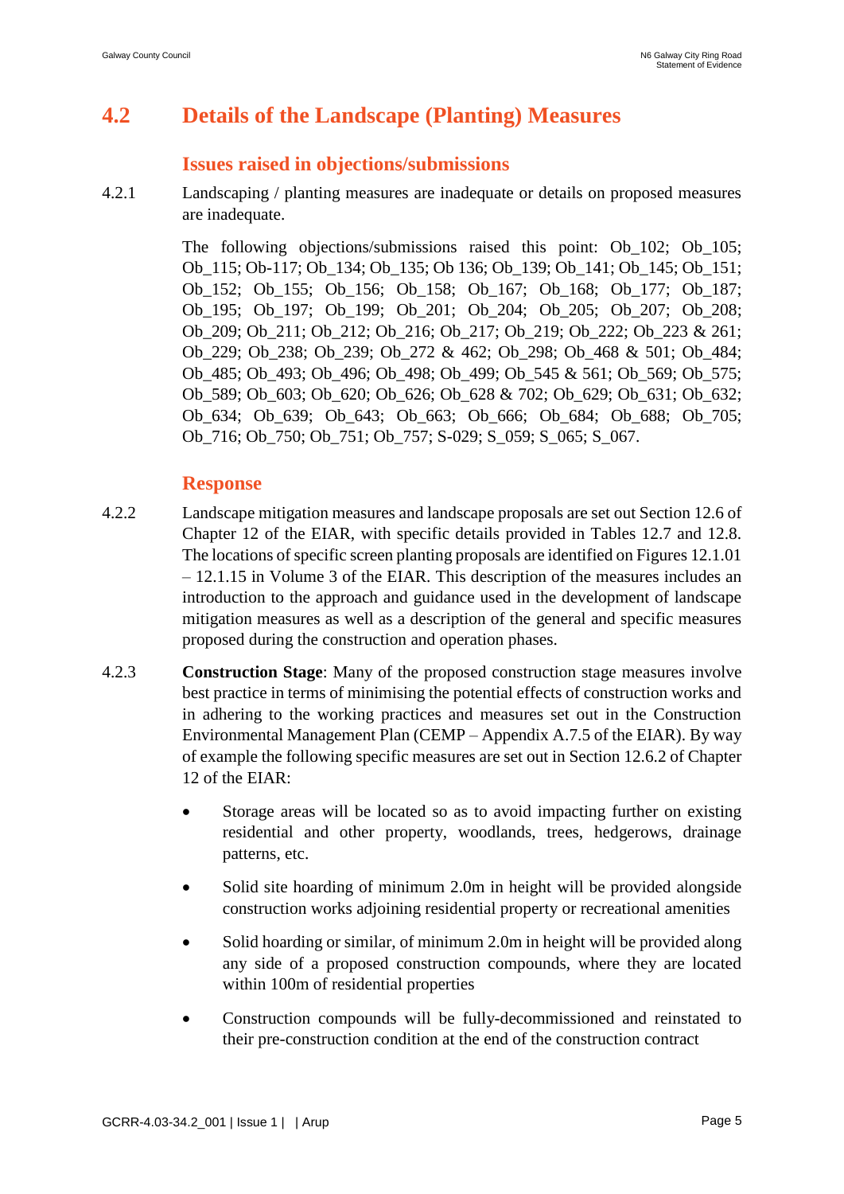## 4.2 Details of the Landscape (Planting) Measures

### Issues raised in objections/submissions

4.2.1 Landscaping / planting measures are inadequate or details on proposed measures are inadequate.

The following objections/submissions raised this point: Ob_102; Ob_105; Ob_115; Ob-117; Ob_134; Ob_135; Ob 136; Ob_139; Ob_141; Ob_145; Ob_151; Ob_152; Ob_155; Ob_156; Ob_158; Ob_167; Ob_168; Ob_177; Ob_187; Ob_195; Ob_197; Ob_199; Ob_201; Ob_204; Ob_205; Ob_207; Ob_208; Ob_209; Ob_211; Ob_212; Ob_216; Ob_217; Ob_219; Ob_222; Ob_223 & 261; Ob_229; Ob_238; Ob_239; Ob_272 & 462; Ob_298; Ob_468 & 501; Ob_484; Ob_485; Ob_493; Ob_496; Ob_498; Ob_499; Ob_545 & 561; Ob_569; Ob_575; Ob_589; Ob_603; Ob_620; Ob_626; Ob_628 & 702; Ob_629; Ob_631; Ob_632; Ob_634; Ob_639; Ob_643; Ob_663; Ob_666; Ob_684; Ob_688; Ob_705; Ob_716; Ob_750; Ob_751; Ob_757; S-029; S_059; S_065; S_067.

### Response

4.2.2 Landscape mitigation measures and landscape proposals are set out Section 12.6 of Chapter 12 of the EIAR, with specific details provided in Tables 12.7 and 12.8. The locations of specific screen planting proposals are identified on Figures 12.1.01 – 12.1.15 in Volume 3 of the EIAR. This description of the measures includes an introduction to the approach and guidance used in the development of landscape mitigation measures as well as a description of the general and specific measures proposed during the construction and operation phases.

4.2.3 **Construction Stage**: Many of the proposed construction stage measures involve best practice in terms of minimising the potential effects of construction works and in adhering to the working practices and measures set out in the Construction Environmental Management Plan (CEMP – Appendix A.7.5 of the EIAR). By way of example the following specific measures are set out in Section 12.6.2 of Chapter 12 of the EIAR:

- Storage areas will be located so as to avoid impacting further on existing residential and other property, woodlands, trees, hedgerows, drainage patterns, etc.
- Solid site hoarding of minimum 2.0m in height will be provided alongside construction works adjoining residential property or recreational amenities
- Solid hoarding or similar, of minimum 2.0m in height will be provided along any side of a proposed construction compounds, where they are located within 100m of residential properties
- Construction compounds will be fully-decommissioned and reinstated to their pre-construction condition at the end of the construction contract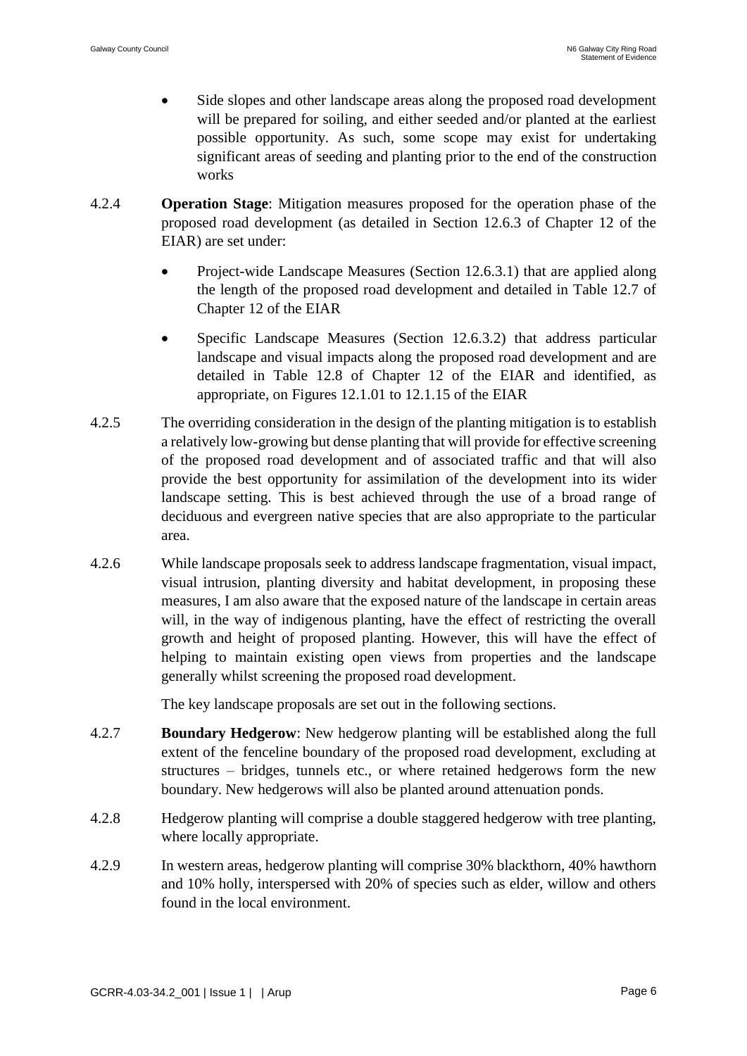- Side slopes and other landscape areas along the proposed road development will be prepared for soiling, and either seeded and/or planted at the earliest possible opportunity. As such, some scope may exist for undertaking significant areas of seeding and planting prior to the end of the construction works

4.2.4 **Operation Stage**: Mitigation measures proposed for the operation phase of the proposed road development (as detailed in Section 12.6.3 of Chapter 12 of the EIAR) are set under:

- Project-wide Landscape Measures (Section 12.6.3.1) that are applied along the length of the proposed road development and detailed in Table 12.7 of Chapter 12 of the EIAR
- Specific Landscape Measures (Section 12.6.3.2) that address particular landscape and visual impacts along the proposed road development and are detailed in Table 12.8 of Chapter 12 of the EIAR and identified, as appropriate, on Figures 12.1.01 to 12.1.15 of the EIAR

4.2.5 The overriding consideration in the design of the planting mitigation is to establish a relatively low-growing but dense planting that will provide for effective screening of the proposed road development and of associated traffic and that will also provide the best opportunity for assimilation of the development into its wider landscape setting. This is best achieved through the use of a broad range of deciduous and evergreen native species that are also appropriate to the particular area.

4.2.6 While landscape proposals seek to address landscape fragmentation, visual impact, visual intrusion, planting diversity and habitat development, in proposing these measures, I am also aware that the exposed nature of the landscape in certain areas will, in the way of indigenous planting, have the effect of restricting the overall growth and height of proposed planting. However, this will have the effect of helping to maintain existing open views from properties and the landscape generally whilst screening the proposed road development.

The key landscape proposals are set out in the following sections.

4.2.7 **Boundary Hedgerow**: New hedgerow planting will be established along the full extent of the fenceline boundary of the proposed road development, excluding at structures – bridges, tunnels etc., or where retained hedgerows form the new boundary. New hedgerows will also be planted around attenuation ponds.

4.2.8 Hedgerow planting will comprise a double staggered hedgerow with tree planting, where locally appropriate.

4.2.9 In western areas, hedgerow planting will comprise 30% blackthorn, 40% hawthorn and 10% holly, interspersed with 20% of species such as elder, willow and others found in the local environment.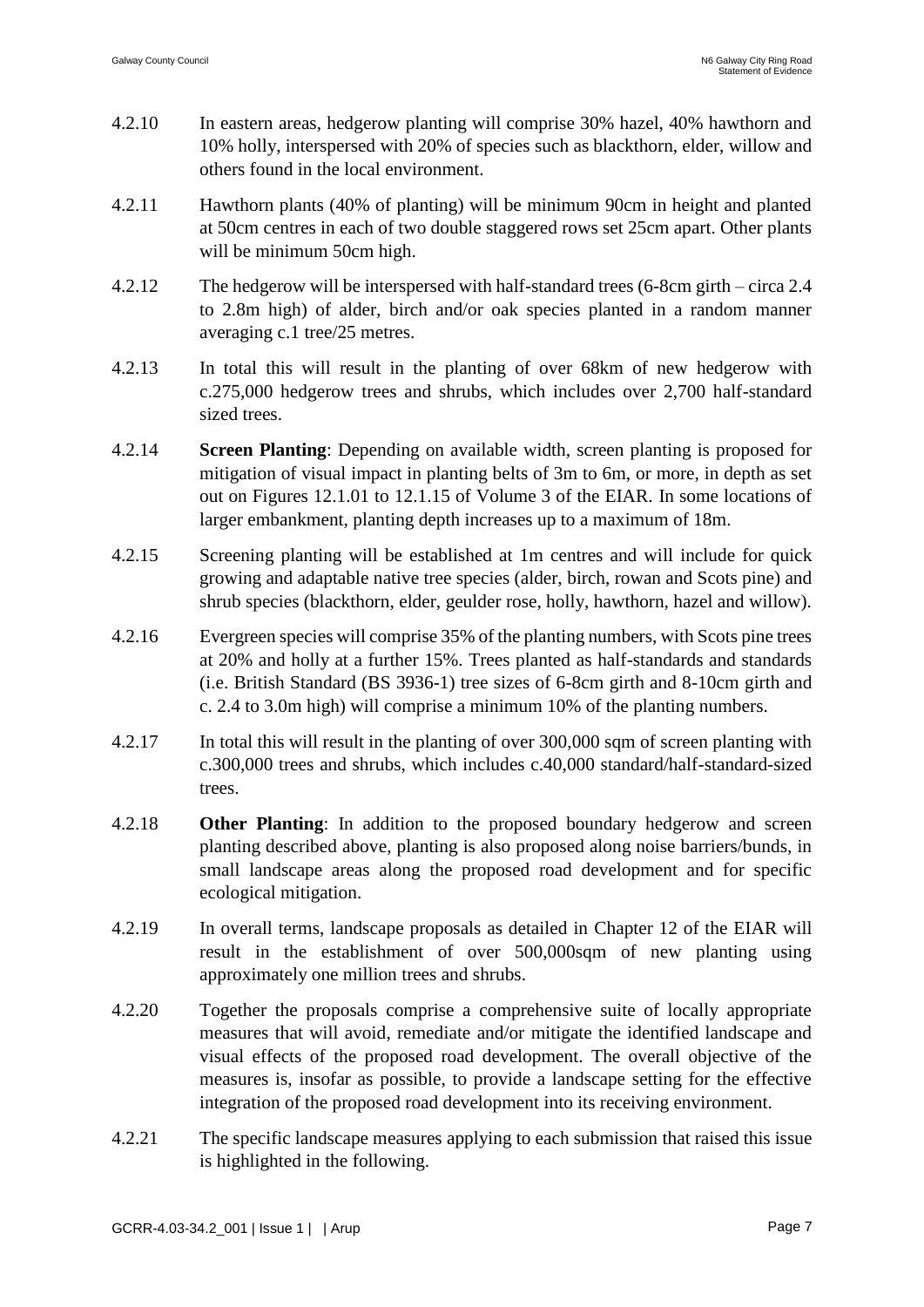4.2.10 In eastern areas, hedgerow planting will comprise 30% hazel, 40% hawthorn and 10% holly, interspersed with 20% of species such as blackthorn, elder, willow and others found in the local environment.

4.2.11 Hawthorn plants (40% of planting) will be minimum 90cm in height and planted at 50cm centres in each of two double staggered rows set 25cm apart. Other plants will be minimum 50cm high.

4.2.12 The hedgerow will be interspersed with half-standard trees (6-8cm girth – circa 2.4 to 2.8m high) of alder, birch and/or oak species planted in a random manner averaging c.1 tree/25 metres.

4.2.13 In total this will result in the planting of over 68km of new hedgerow with c.275,000 hedgerow trees and shrubs, which includes over 2,700 half-standard sized trees.

4.2.14 **Screen Planting**: Depending on available width, screen planting is proposed for mitigation of visual impact in planting belts of 3m to 6m, or more, in depth as set out on Figures 12.1.01 to 12.1.15 of Volume 3 of the EIAR. In some locations of larger embankment, planting depth increases up to a maximum of 18m.

4.2.15 Screening planting will be established at 1m centres and will include for quick growing and adaptable native tree species (alder, birch, rowan and Scots pine) and shrub species (blackthorn, elder, geulder rose, holly, hawthorn, hazel and willow).

4.2.16 Evergreen species will comprise 35% of the planting numbers, with Scots pine trees at 20% and holly at a further 15%. Trees planted as half-standards and standards (i.e. British Standard (BS 3936-1) tree sizes of 6-8cm girth and 8-10cm girth and c. 2.4 to 3.0m high) will comprise a minimum 10% of the planting numbers.

4.2.17 In total this will result in the planting of over 300,000 sqm of screen planting with c.300,000 trees and shrubs, which includes c.40,000 standard/half-standard-sized trees.

4.2.18 **Other Planting**: In addition to the proposed boundary hedgerow and screen planting described above, planting is also proposed along noise barriers/bunds, in small landscape areas along the proposed road development and for specific ecological mitigation.

4.2.19 In overall terms, landscape proposals as detailed in Chapter 12 of the EIAR will result in the establishment of over 500,000sqm of new planting using approximately one million trees and shrubs.

4.2.20 Together the proposals comprise a comprehensive suite of locally appropriate measures that will avoid, remediate and/or mitigate the identified landscape and visual effects of the proposed road development. The overall objective of the measures is, insofar as possible, to provide a landscape setting for the effective integration of the proposed road development into its receiving environment.

4.2.21 The specific landscape measures applying to each submission that raised this issue is highlighted in the following.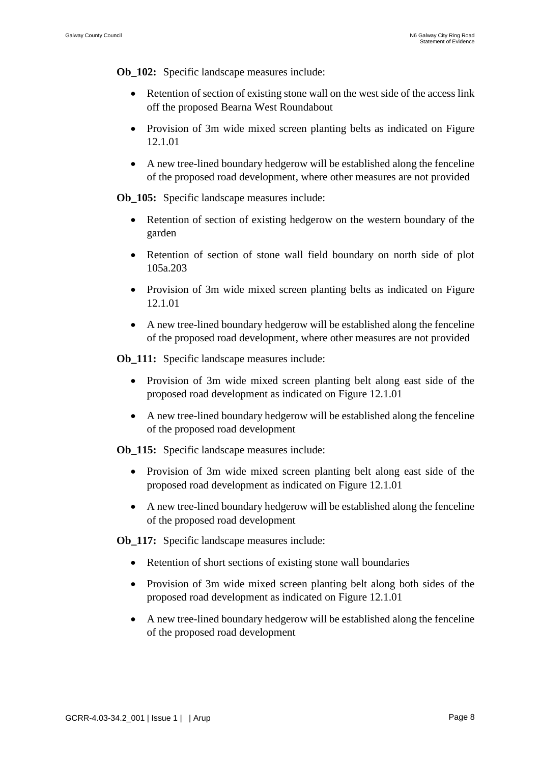**Ob_102:** Specific landscape measures include:

- Retention of section of existing stone wall on the west side of the access link off the proposed Bearna West Roundabout
- Provision of 3m wide mixed screen planting belts as indicated on Figure 12.1.01
- A new tree-lined boundary hedgerow will be established along the fenceline of the proposed road development, where other measures are not provided

**Ob_105:** Specific landscape measures include:

- Retention of section of existing hedgerow on the western boundary of the garden
- Retention of section of stone wall field boundary on north side of plot 105a.203
- Provision of 3m wide mixed screen planting belts as indicated on Figure 12.1.01
- A new tree-lined boundary hedgerow will be established along the fenceline of the proposed road development, where other measures are not provided

**Ob_111:** Specific landscape measures include:

- Provision of 3m wide mixed screen planting belt along east side of the proposed road development as indicated on Figure 12.1.01
- A new tree-lined boundary hedgerow will be established along the fenceline of the proposed road development

**Ob_115:** Specific landscape measures include:

- Provision of 3m wide mixed screen planting belt along east side of the proposed road development as indicated on Figure 12.1.01
- A new tree-lined boundary hedgerow will be established along the fenceline of the proposed road development

**Ob_117:** Specific landscape measures include:

- Retention of short sections of existing stone wall boundaries
- Provision of 3m wide mixed screen planting belt along both sides of the proposed road development as indicated on Figure 12.1.01
- A new tree-lined boundary hedgerow will be established along the fenceline of the proposed road development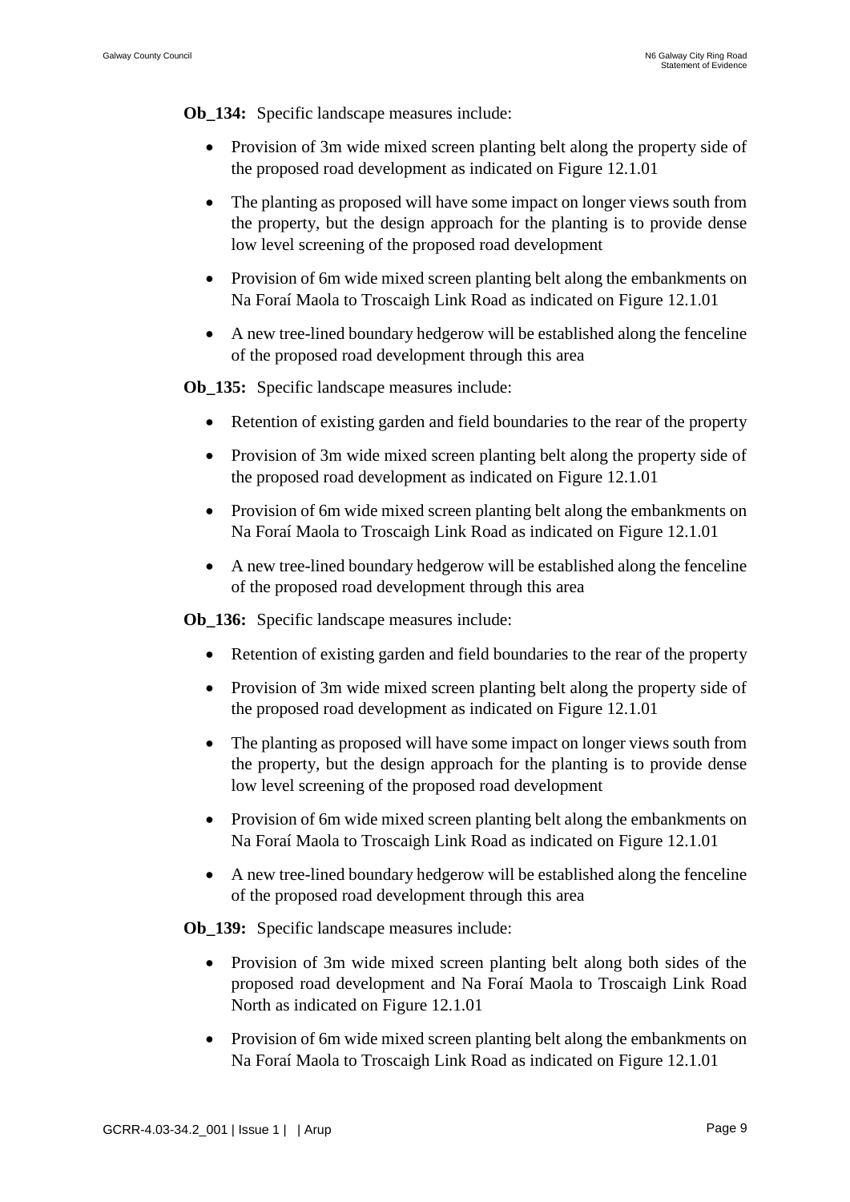**Ob_134:** Specific landscape measures include:

- Provision of 3m wide mixed screen planting belt along the property side of the proposed road development as indicated on Figure 12.1.01
- The planting as proposed will have some impact on longer views south from the property, but the design approach for the planting is to provide dense low level screening of the proposed road development
- Provision of 6m wide mixed screen planting belt along the embankments on Na Foraí Maola to Troscaigh Link Road as indicated on Figure 12.1.01
- A new tree-lined boundary hedgerow will be established along the fenceline of the proposed road development through this area

**Ob_135:** Specific landscape measures include:

- Retention of existing garden and field boundaries to the rear of the property
- Provision of 3m wide mixed screen planting belt along the property side of the proposed road development as indicated on Figure 12.1.01
- Provision of 6m wide mixed screen planting belt along the embankments on Na Foraí Maola to Troscaigh Link Road as indicated on Figure 12.1.01
- A new tree-lined boundary hedgerow will be established along the fenceline of the proposed road development through this area

**Ob_136:** Specific landscape measures include:

- Retention of existing garden and field boundaries to the rear of the property
- Provision of 3m wide mixed screen planting belt along the property side of the proposed road development as indicated on Figure 12.1.01
- The planting as proposed will have some impact on longer views south from the property, but the design approach for the planting is to provide dense low level screening of the proposed road development
- Provision of 6m wide mixed screen planting belt along the embankments on Na Foraí Maola to Troscaigh Link Road as indicated on Figure 12.1.01
- A new tree-lined boundary hedgerow will be established along the fenceline of the proposed road development through this area

**Ob_139:** Specific landscape measures include:

- Provision of 3m wide mixed screen planting belt along both sides of the proposed road development and Na Foraí Maola to Troscaigh Link Road North as indicated on Figure 12.1.01
- Provision of 6m wide mixed screen planting belt along the embankments on Na Foraí Maola to Troscaigh Link Road as indicated on Figure 12.1.01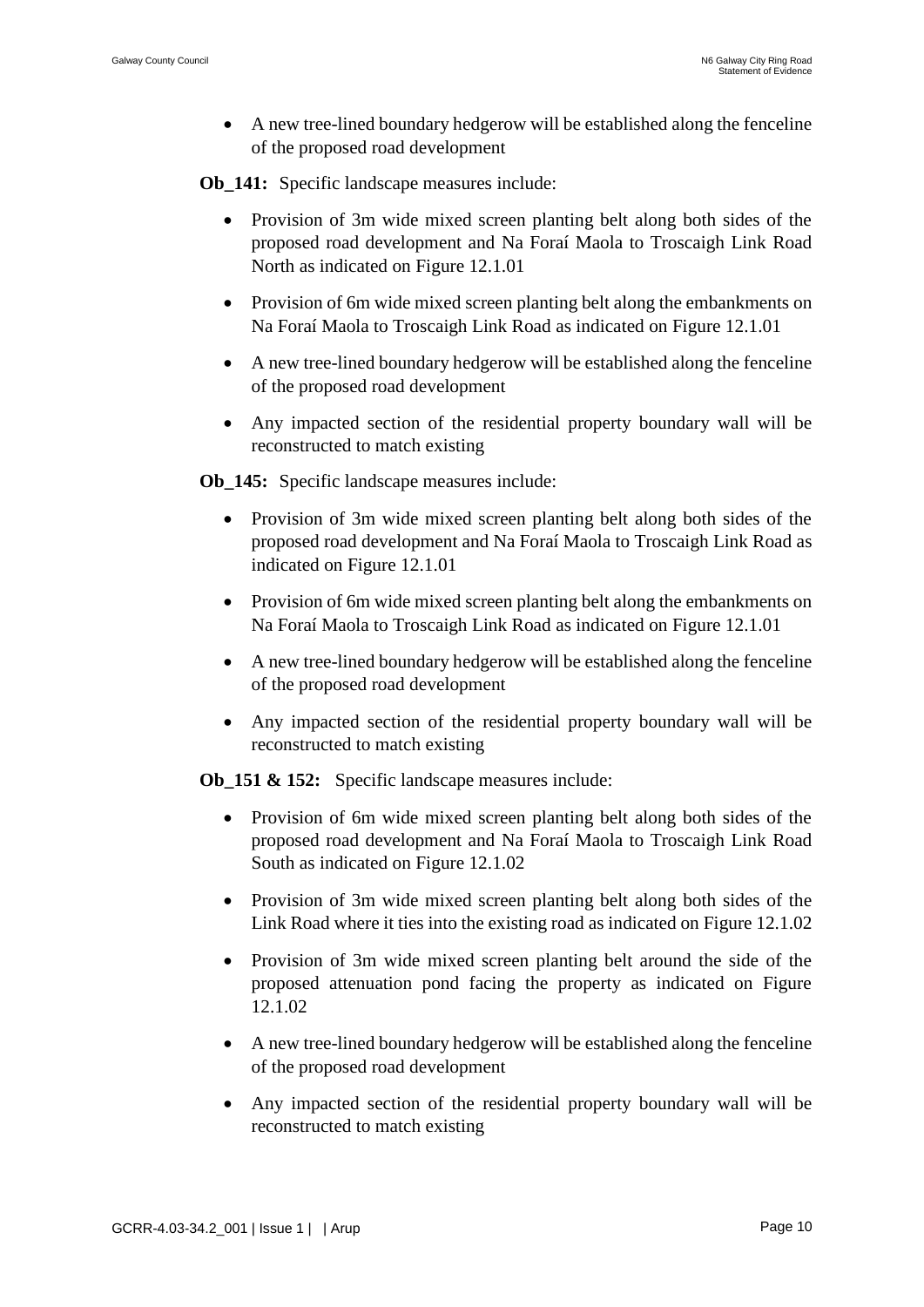- A new tree-lined boundary hedgerow will be established along the fenceline of the proposed road development

**Ob_141:** Specific landscape measures include:

- Provision of 3m wide mixed screen planting belt along both sides of the proposed road development and Na Foraí Maola to Troscaigh Link Road North as indicated on Figure 12.1.01
- Provision of 6m wide mixed screen planting belt along the embankments on Na Foraí Maola to Troscaigh Link Road as indicated on Figure 12.1.01
- A new tree-lined boundary hedgerow will be established along the fenceline of the proposed road development
- Any impacted section of the residential property boundary wall will be reconstructed to match existing

**Ob_145:** Specific landscape measures include:

- Provision of 3m wide mixed screen planting belt along both sides of the proposed road development and Na Foraí Maola to Troscaigh Link Road as indicated on Figure 12.1.01
- Provision of 6m wide mixed screen planting belt along the embankments on Na Foraí Maola to Troscaigh Link Road as indicated on Figure 12.1.01
- A new tree-lined boundary hedgerow will be established along the fenceline of the proposed road development
- Any impacted section of the residential property boundary wall will be reconstructed to match existing

**Ob_151 & 152:** Specific landscape measures include:

- Provision of 6m wide mixed screen planting belt along both sides of the proposed road development and Na Foraí Maola to Troscaigh Link Road South as indicated on Figure 12.1.02
- Provision of 3m wide mixed screen planting belt along both sides of the Link Road where it ties into the existing road as indicated on Figure 12.1.02
- Provision of 3m wide mixed screen planting belt around the side of the proposed attenuation pond facing the property as indicated on Figure 12.1.02
- A new tree-lined boundary hedgerow will be established along the fenceline of the proposed road development
- Any impacted section of the residential property boundary wall will be reconstructed to match existing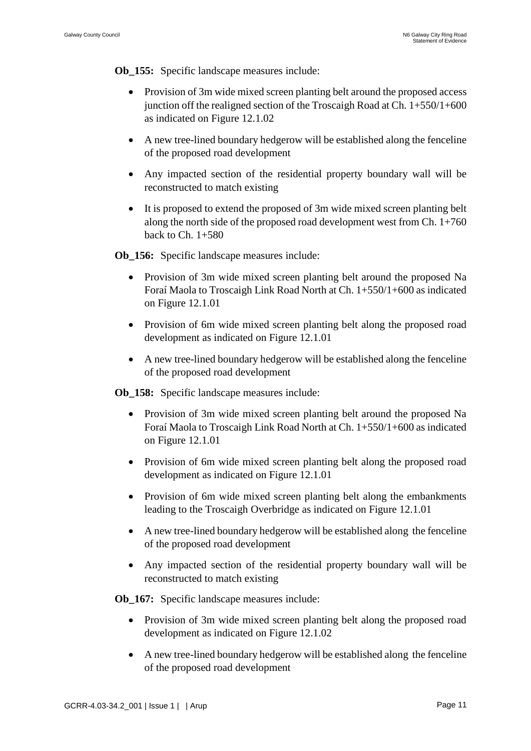**Ob_155:** Specific landscape measures include:

- Provision of 3m wide mixed screen planting belt around the proposed access junction off the realigned section of the Troscaigh Road at Ch. 1+550/1+600 as indicated on Figure 12.1.02
- A new tree-lined boundary hedgerow will be established along the fenceline of the proposed road development
- Any impacted section of the residential property boundary wall will be reconstructed to match existing
- It is proposed to extend the proposed of 3m wide mixed screen planting belt along the north side of the proposed road development west from Ch. 1+760 back to Ch. 1+580

**Ob_156:** Specific landscape measures include:

- Provision of 3m wide mixed screen planting belt around the proposed Na Foraí Maola to Troscaigh Link Road North at Ch. 1+550/1+600 as indicated on Figure 12.1.01
- Provision of 6m wide mixed screen planting belt along the proposed road development as indicated on Figure 12.1.01
- A new tree-lined boundary hedgerow will be established along the fenceline of the proposed road development

**Ob_158:** Specific landscape measures include:

- Provision of 3m wide mixed screen planting belt around the proposed Na Foraí Maola to Troscaigh Link Road North at Ch. 1+550/1+600 as indicated on Figure 12.1.01
- Provision of 6m wide mixed screen planting belt along the proposed road development as indicated on Figure 12.1.01
- Provision of 6m wide mixed screen planting belt along the embankments leading to the Troscaigh Overbridge as indicated on Figure 12.1.01
- A new tree-lined boundary hedgerow will be established along the fenceline of the proposed road development
- Any impacted section of the residential property boundary wall will be reconstructed to match existing

**Ob_167:** Specific landscape measures include:

- Provision of 3m wide mixed screen planting belt along the proposed road development as indicated on Figure 12.1.02
- A new tree-lined boundary hedgerow will be established along the fenceline of the proposed road development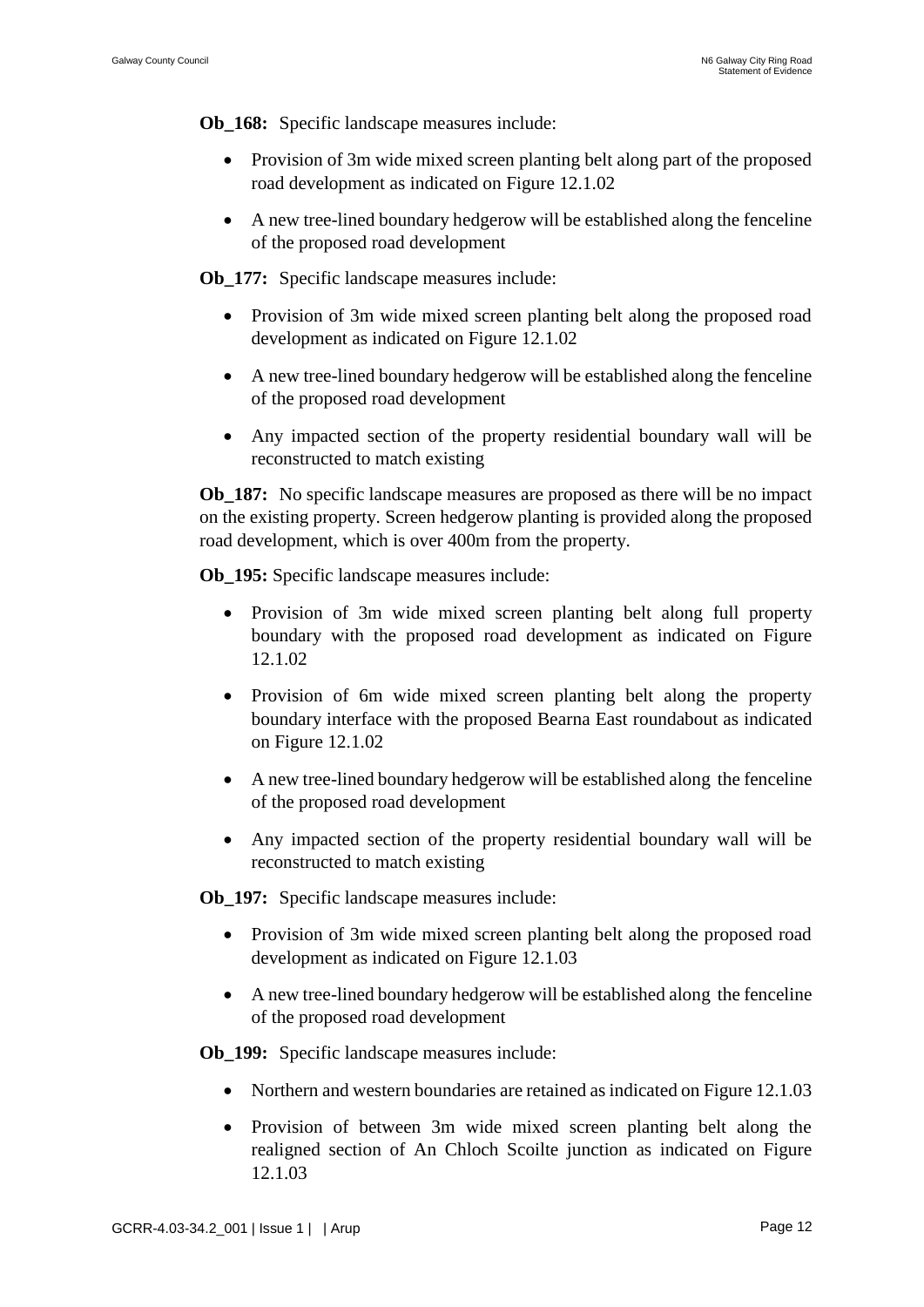**Ob_168:** Specific landscape measures include:

- Provision of 3m wide mixed screen planting belt along part of the proposed road development as indicated on Figure 12.1.02
- A new tree-lined boundary hedgerow will be established along the fenceline of the proposed road development

**Ob_177:** Specific landscape measures include:

- Provision of 3m wide mixed screen planting belt along the proposed road development as indicated on Figure 12.1.02
- A new tree-lined boundary hedgerow will be established along the fenceline of the proposed road development
- Any impacted section of the property residential boundary wall will be reconstructed to match existing

**Ob_187:** No specific landscape measures are proposed as there will be no impact on the existing property. Screen hedgerow planting is provided along the proposed road development, which is over 400m from the property.

**Ob_195:** Specific landscape measures include:

- Provision of 3m wide mixed screen planting belt along full property boundary with the proposed road development as indicated on Figure 12.1.02
- Provision of 6m wide mixed screen planting belt along the property boundary interface with the proposed Bearna East roundabout as indicated on Figure 12.1.02
- A new tree-lined boundary hedgerow will be established along the fenceline of the proposed road development
- Any impacted section of the property residential boundary wall will be reconstructed to match existing

**Ob_197:** Specific landscape measures include:

- Provision of 3m wide mixed screen planting belt along the proposed road development as indicated on Figure 12.1.03
- A new tree-lined boundary hedgerow will be established along the fenceline of the proposed road development

**Ob_199:** Specific landscape measures include:

- Northern and western boundaries are retained as indicated on Figure 12.1.03
- Provision of between 3m wide mixed screen planting belt along the realigned section of An Chloch Scoilte junction as indicated on Figure 12.1.03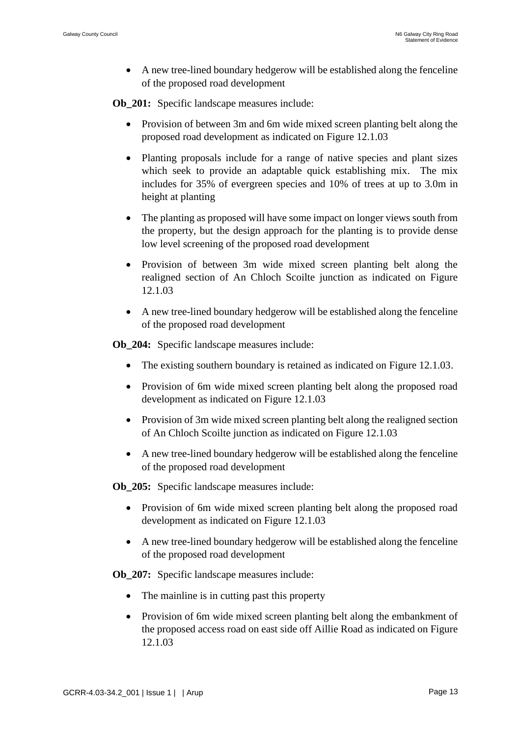- A new tree-lined boundary hedgerow will be established along the fenceline of the proposed road development

**Ob_201:** Specific landscape measures include:

- Provision of between 3m and 6m wide mixed screen planting belt along the proposed road development as indicated on Figure 12.1.03
- Planting proposals include for a range of native species and plant sizes which seek to provide an adaptable quick establishing mix. The mix includes for 35% of evergreen species and 10% of trees at up to 3.0m in height at planting
- The planting as proposed will have some impact on longer views south from the property, but the design approach for the planting is to provide dense low level screening of the proposed road development
- Provision of between 3m wide mixed screen planting belt along the realigned section of An Chloch Scoilte junction as indicated on Figure 12.1.03
- A new tree-lined boundary hedgerow will be established along the fenceline of the proposed road development

**Ob_204:** Specific landscape measures include:

- The existing southern boundary is retained as indicated on Figure 12.1.03.
- Provision of 6m wide mixed screen planting belt along the proposed road development as indicated on Figure 12.1.03
- Provision of 3m wide mixed screen planting belt along the realigned section of An Chloch Scoilte junction as indicated on Figure 12.1.03
- A new tree-lined boundary hedgerow will be established along the fenceline of the proposed road development

**Ob_205:** Specific landscape measures include:

- Provision of 6m wide mixed screen planting belt along the proposed road development as indicated on Figure 12.1.03
- A new tree-lined boundary hedgerow will be established along the fenceline of the proposed road development

**Ob_207:** Specific landscape measures include:

- The mainline is in cutting past this property
- Provision of 6m wide mixed screen planting belt along the embankment of the proposed access road on east side off Aillie Road as indicated on Figure 12.1.03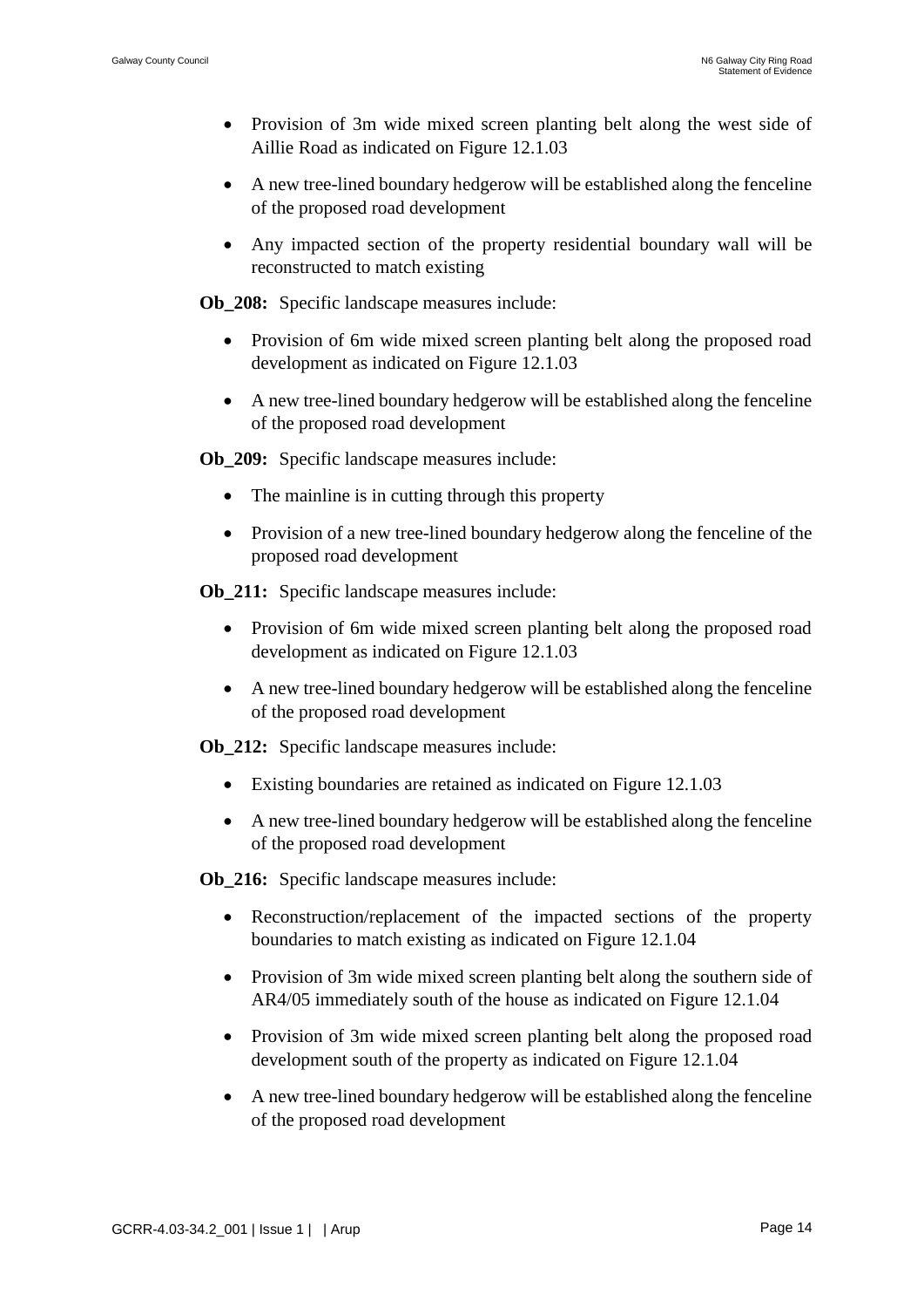- Provision of 3m wide mixed screen planting belt along the west side of Aillie Road as indicated on Figure 12.1.03
- A new tree-lined boundary hedgerow will be established along the fenceline of the proposed road development
- Any impacted section of the property residential boundary wall will be reconstructed to match existing

**Ob_208:** Specific landscape measures include:

- Provision of 6m wide mixed screen planting belt along the proposed road development as indicated on Figure 12.1.03
- A new tree-lined boundary hedgerow will be established along the fenceline of the proposed road development

**Ob_209:** Specific landscape measures include:

- The mainline is in cutting through this property
- Provision of a new tree-lined boundary hedgerow along the fenceline of the proposed road development

**Ob_211:** Specific landscape measures include:

- Provision of 6m wide mixed screen planting belt along the proposed road development as indicated on Figure 12.1.03
- A new tree-lined boundary hedgerow will be established along the fenceline of the proposed road development

**Ob_212:** Specific landscape measures include:

- Existing boundaries are retained as indicated on Figure 12.1.03
- A new tree-lined boundary hedgerow will be established along the fenceline of the proposed road development

**Ob_216:** Specific landscape measures include:

- Reconstruction/replacement of the impacted sections of the property boundaries to match existing as indicated on Figure 12.1.04
- Provision of 3m wide mixed screen planting belt along the southern side of AR4/05 immediately south of the house as indicated on Figure 12.1.04
- Provision of 3m wide mixed screen planting belt along the proposed road development south of the property as indicated on Figure 12.1.04
- A new tree-lined boundary hedgerow will be established along the fenceline of the proposed road development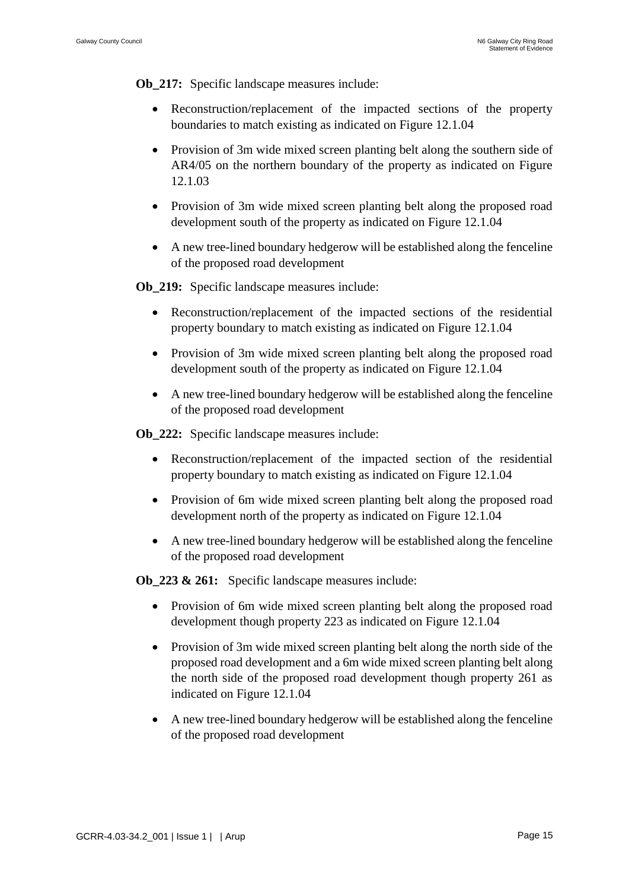**Ob_217:** Specific landscape measures include:

- Reconstruction/replacement of the impacted sections of the property boundaries to match existing as indicated on Figure 12.1.04
- Provision of 3m wide mixed screen planting belt along the southern side of AR4/05 on the northern boundary of the property as indicated on Figure 12.1.03
- Provision of 3m wide mixed screen planting belt along the proposed road development south of the property as indicated on Figure 12.1.04
- A new tree-lined boundary hedgerow will be established along the fenceline of the proposed road development

**Ob_219:** Specific landscape measures include:

- Reconstruction/replacement of the impacted sections of the residential property boundary to match existing as indicated on Figure 12.1.04
- Provision of 3m wide mixed screen planting belt along the proposed road development south of the property as indicated on Figure 12.1.04
- A new tree-lined boundary hedgerow will be established along the fenceline of the proposed road development

**Ob_222:** Specific landscape measures include:

- Reconstruction/replacement of the impacted section of the residential property boundary to match existing as indicated on Figure 12.1.04
- Provision of 6m wide mixed screen planting belt along the proposed road development north of the property as indicated on Figure 12.1.04
- A new tree-lined boundary hedgerow will be established along the fenceline of the proposed road development

**Ob_223 & 261:** Specific landscape measures include:

- Provision of 6m wide mixed screen planting belt along the proposed road development though property 223 as indicated on Figure 12.1.04
- Provision of 3m wide mixed screen planting belt along the north side of the proposed road development and a 6m wide mixed screen planting belt along the north side of the proposed road development though property 261 as indicated on Figure 12.1.04
- A new tree-lined boundary hedgerow will be established along the fenceline of the proposed road development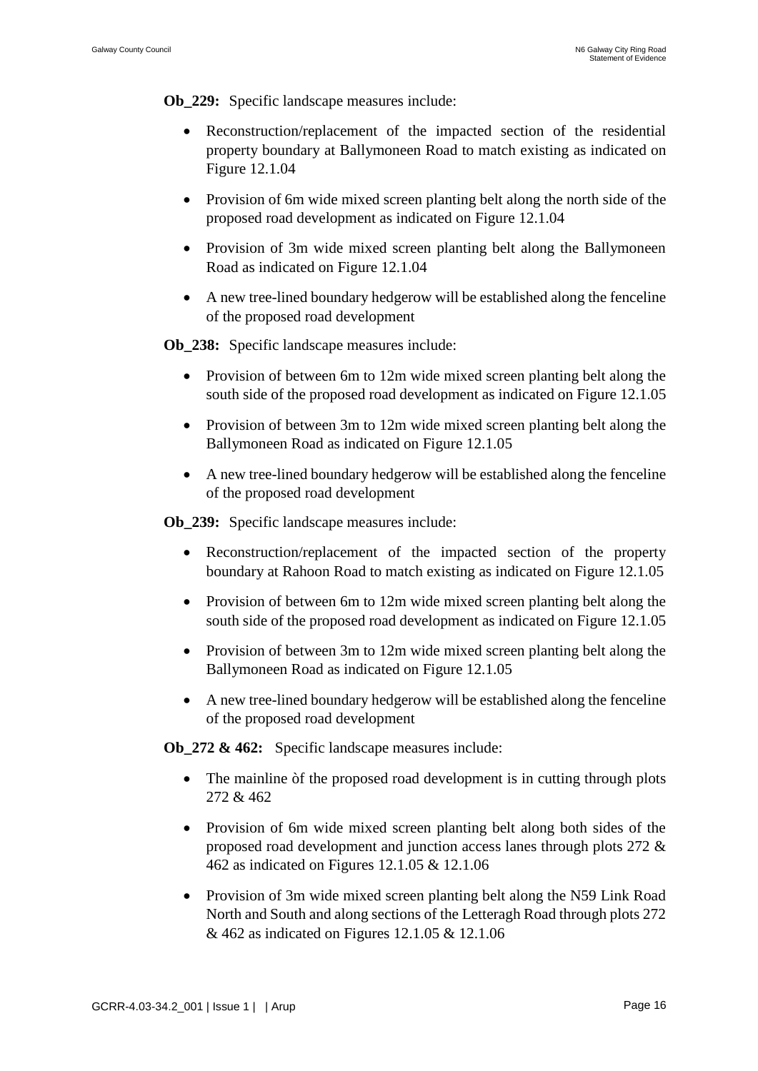**Ob_229:** Specific landscape measures include:

- Reconstruction/replacement of the impacted section of the residential property boundary at Ballymoneen Road to match existing as indicated on Figure 12.1.04
- Provision of 6m wide mixed screen planting belt along the north side of the proposed road development as indicated on Figure 12.1.04
- Provision of 3m wide mixed screen planting belt along the Ballymoneen Road as indicated on Figure 12.1.04
- A new tree-lined boundary hedgerow will be established along the fenceline of the proposed road development

**Ob_238:** Specific landscape measures include:

- Provision of between 6m to 12m wide mixed screen planting belt along the south side of the proposed road development as indicated on Figure 12.1.05
- Provision of between 3m to 12m wide mixed screen planting belt along the Ballymoneen Road as indicated on Figure 12.1.05
- A new tree-lined boundary hedgerow will be established along the fenceline of the proposed road development

**Ob_239:** Specific landscape measures include:

- Reconstruction/replacement of the impacted section of the property boundary at Rahoon Road to match existing as indicated on Figure 12.1.05
- Provision of between 6m to 12m wide mixed screen planting belt along the south side of the proposed road development as indicated on Figure 12.1.05
- Provision of between 3m to 12m wide mixed screen planting belt along the Ballymoneen Road as indicated on Figure 12.1.05
- A new tree-lined boundary hedgerow will be established along the fenceline of the proposed road development

**Ob_272 & 462:** Specific landscape measures include:

- The mainline òf the proposed road development is in cutting through plots 272 & 462
- Provision of 6m wide mixed screen planting belt along both sides of the proposed road development and junction access lanes through plots 272 & 462 as indicated on Figures 12.1.05 & 12.1.06
- Provision of 3m wide mixed screen planting belt along the N59 Link Road North and South and along sections of the Letteragh Road through plots 272 & 462 as indicated on Figures 12.1.05 & 12.1.06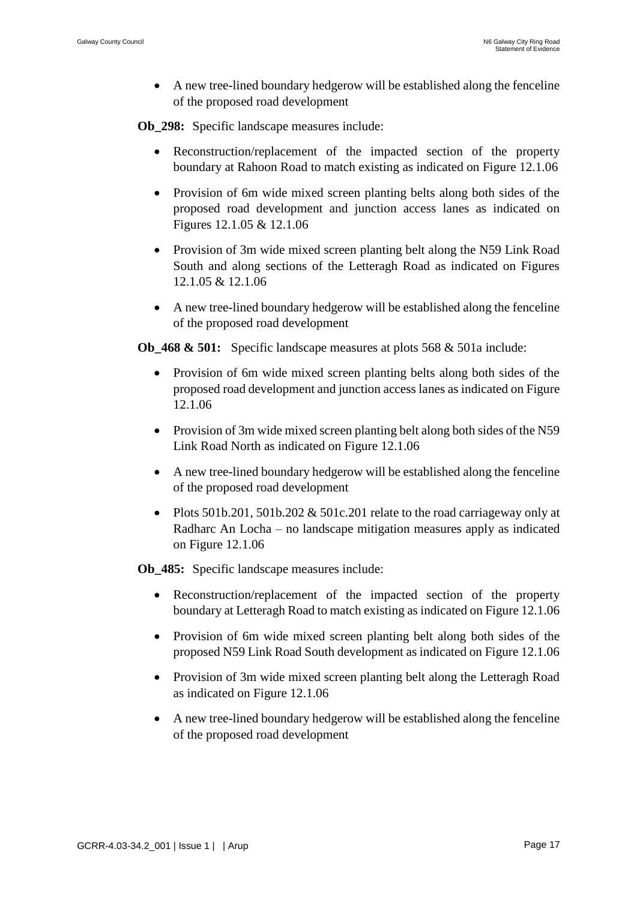- A new tree-lined boundary hedgerow will be established along the fenceline of the proposed road development

**Ob_298:** Specific landscape measures include:

- Reconstruction/replacement of the impacted section of the property boundary at Rahoon Road to match existing as indicated on Figure 12.1.06
- Provision of 6m wide mixed screen planting belts along both sides of the proposed road development and junction access lanes as indicated on Figures 12.1.05 & 12.1.06
- Provision of 3m wide mixed screen planting belt along the N59 Link Road South and along sections of the Letteragh Road as indicated on Figures 12.1.05 & 12.1.06
- A new tree-lined boundary hedgerow will be established along the fenceline of the proposed road development

**Ob_468 & 501:** Specific landscape measures at plots 568 & 501a include:

- Provision of 6m wide mixed screen planting belts along both sides of the proposed road development and junction access lanes as indicated on Figure 12.1.06
- Provision of 3m wide mixed screen planting belt along both sides of the N59 Link Road North as indicated on Figure 12.1.06
- A new tree-lined boundary hedgerow will be established along the fenceline of the proposed road development
- Plots 501b.201, 501b.202 & 501c.201 relate to the road carriageway only at Radharc An Locha – no landscape mitigation measures apply as indicated on Figure 12.1.06

**Ob_485:** Specific landscape measures include:

- Reconstruction/replacement of the impacted section of the property boundary at Letteragh Road to match existing as indicated on Figure 12.1.06
- Provision of 6m wide mixed screen planting belt along both sides of the proposed N59 Link Road South development as indicated on Figure 12.1.06
- Provision of 3m wide mixed screen planting belt along the Letteragh Road as indicated on Figure 12.1.06
- A new tree-lined boundary hedgerow will be established along the fenceline of the proposed road development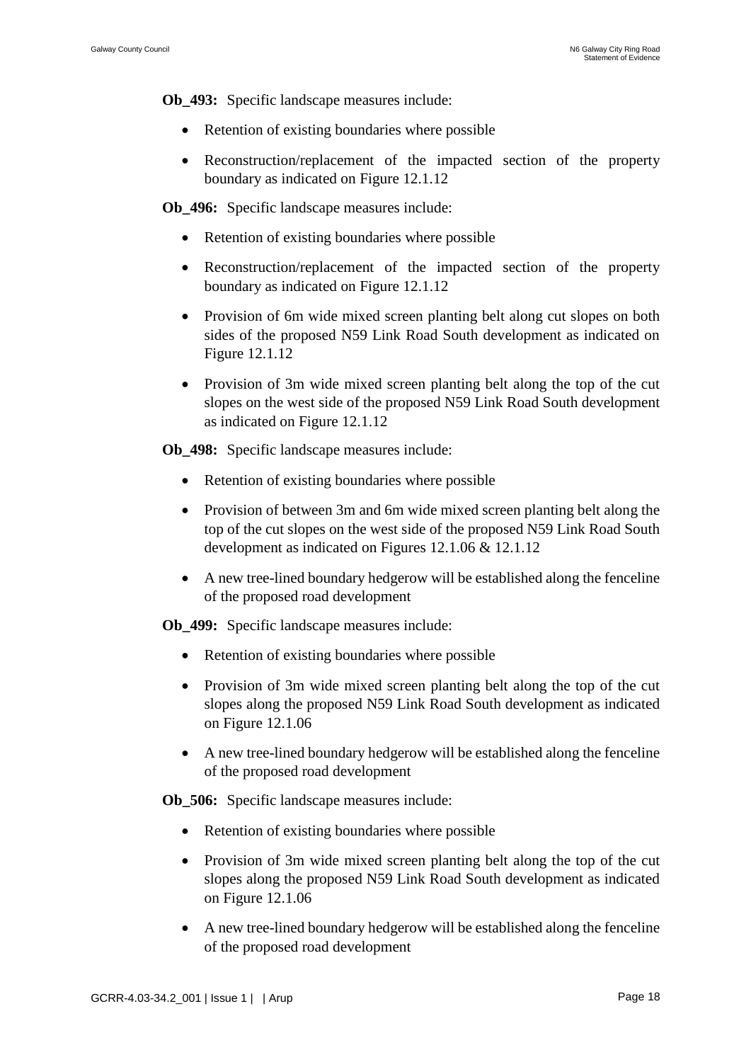**Ob_493:** Specific landscape measures include:

- Retention of existing boundaries where possible
- Reconstruction/replacement of the impacted section of the property boundary as indicated on Figure 12.1.12

**Ob_496:** Specific landscape measures include:

- Retention of existing boundaries where possible
- Reconstruction/replacement of the impacted section of the property boundary as indicated on Figure 12.1.12
- Provision of 6m wide mixed screen planting belt along cut slopes on both sides of the proposed N59 Link Road South development as indicated on Figure 12.1.12
- Provision of 3m wide mixed screen planting belt along the top of the cut slopes on the west side of the proposed N59 Link Road South development as indicated on Figure 12.1.12

**Ob_498:** Specific landscape measures include:

- Retention of existing boundaries where possible
- Provision of between 3m and 6m wide mixed screen planting belt along the top of the cut slopes on the west side of the proposed N59 Link Road South development as indicated on Figures 12.1.06 & 12.1.12
- A new tree-lined boundary hedgerow will be established along the fenceline of the proposed road development

**Ob_499:** Specific landscape measures include:

- Retention of existing boundaries where possible
- Provision of 3m wide mixed screen planting belt along the top of the cut slopes along the proposed N59 Link Road South development as indicated on Figure 12.1.06
- A new tree-lined boundary hedgerow will be established along the fenceline of the proposed road development

**Ob_506:** Specific landscape measures include:

- Retention of existing boundaries where possible
- Provision of 3m wide mixed screen planting belt along the top of the cut slopes along the proposed N59 Link Road South development as indicated on Figure 12.1.06
- A new tree-lined boundary hedgerow will be established along the fenceline of the proposed road development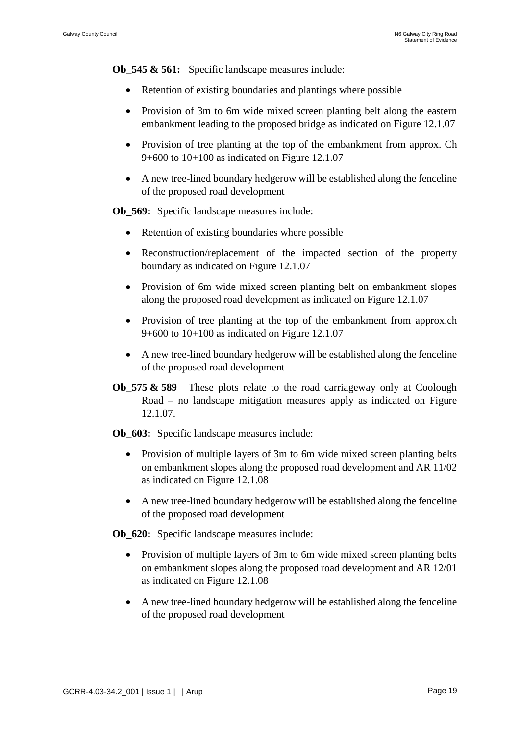**Ob_545 & 561:** Specific landscape measures include:

- Retention of existing boundaries and plantings where possible
- Provision of 3m to 6m wide mixed screen planting belt along the eastern embankment leading to the proposed bridge as indicated on Figure 12.1.07
- Provision of tree planting at the top of the embankment from approx. Ch 9+600 to 10+100 as indicated on Figure 12.1.07
- A new tree-lined boundary hedgerow will be established along the fenceline of the proposed road development

**Ob_569:** Specific landscape measures include:

- Retention of existing boundaries where possible
- Reconstruction/replacement of the impacted section of the property boundary as indicated on Figure 12.1.07
- Provision of 6m wide mixed screen planting belt on embankment slopes along the proposed road development as indicated on Figure 12.1.07
- Provision of tree planting at the top of the embankment from approx.ch 9+600 to 10+100 as indicated on Figure 12.1.07
- A new tree-lined boundary hedgerow will be established along the fenceline of the proposed road development

**Ob_575 & 589** These plots relate to the road carriageway only at Coolough Road – no landscape mitigation measures apply as indicated on Figure 12.1.07.

**Ob_603:** Specific landscape measures include:

- Provision of multiple layers of 3m to 6m wide mixed screen planting belts on embankment slopes along the proposed road development and AR 11/02 as indicated on Figure 12.1.08
- A new tree-lined boundary hedgerow will be established along the fenceline of the proposed road development

**Ob_620:** Specific landscape measures include:

- Provision of multiple layers of 3m to 6m wide mixed screen planting belts on embankment slopes along the proposed road development and AR 12/01 as indicated on Figure 12.1.08
- A new tree-lined boundary hedgerow will be established along the fenceline of the proposed road development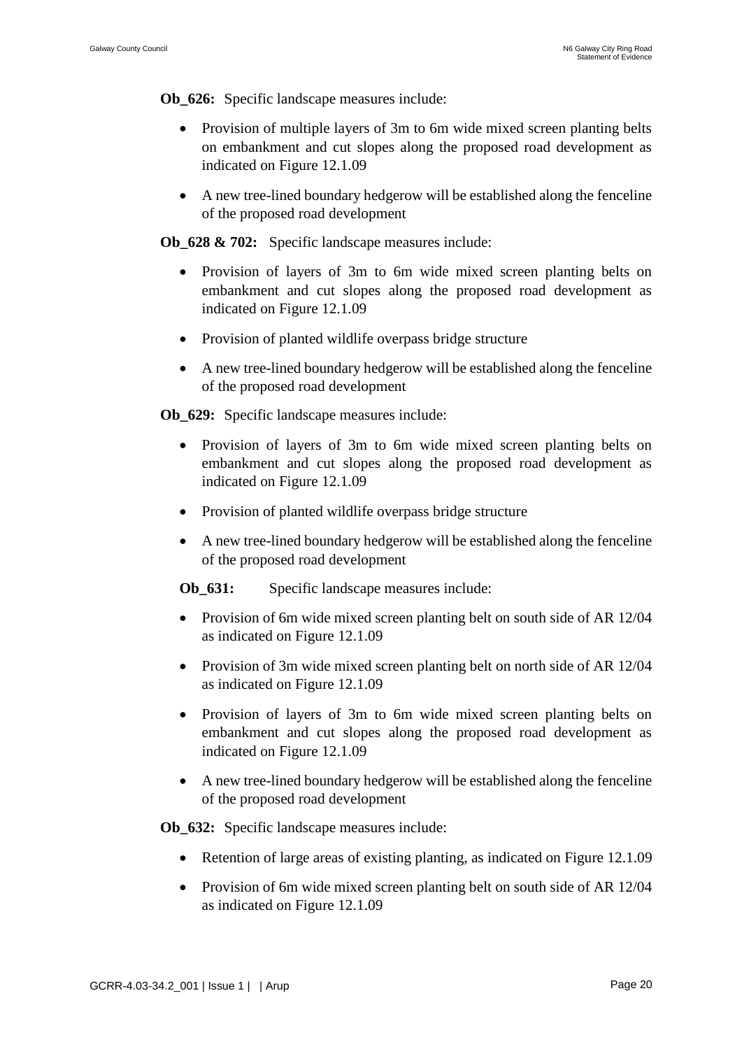**Ob_626:** Specific landscape measures include:

- Provision of multiple layers of 3m to 6m wide mixed screen planting belts on embankment and cut slopes along the proposed road development as indicated on Figure 12.1.09
- A new tree-lined boundary hedgerow will be established along the fenceline of the proposed road development

**Ob_628 & 702:** Specific landscape measures include:

- Provision of layers of 3m to 6m wide mixed screen planting belts on embankment and cut slopes along the proposed road development as indicated on Figure 12.1.09
- Provision of planted wildlife overpass bridge structure
- A new tree-lined boundary hedgerow will be established along the fenceline of the proposed road development

**Ob_629:** Specific landscape measures include:

- Provision of layers of 3m to 6m wide mixed screen planting belts on embankment and cut slopes along the proposed road development as indicated on Figure 12.1.09
- Provision of planted wildlife overpass bridge structure
- A new tree-lined boundary hedgerow will be established along the fenceline of the proposed road development

**Ob_631:** Specific landscape measures include:

- Provision of 6m wide mixed screen planting belt on south side of AR 12/04 as indicated on Figure 12.1.09
- Provision of 3m wide mixed screen planting belt on north side of AR 12/04 as indicated on Figure 12.1.09
- Provision of layers of 3m to 6m wide mixed screen planting belts on embankment and cut slopes along the proposed road development as indicated on Figure 12.1.09
- A new tree-lined boundary hedgerow will be established along the fenceline of the proposed road development

**Ob_632:** Specific landscape measures include:

- Retention of large areas of existing planting, as indicated on Figure 12.1.09
- Provision of 6m wide mixed screen planting belt on south side of AR 12/04 as indicated on Figure 12.1.09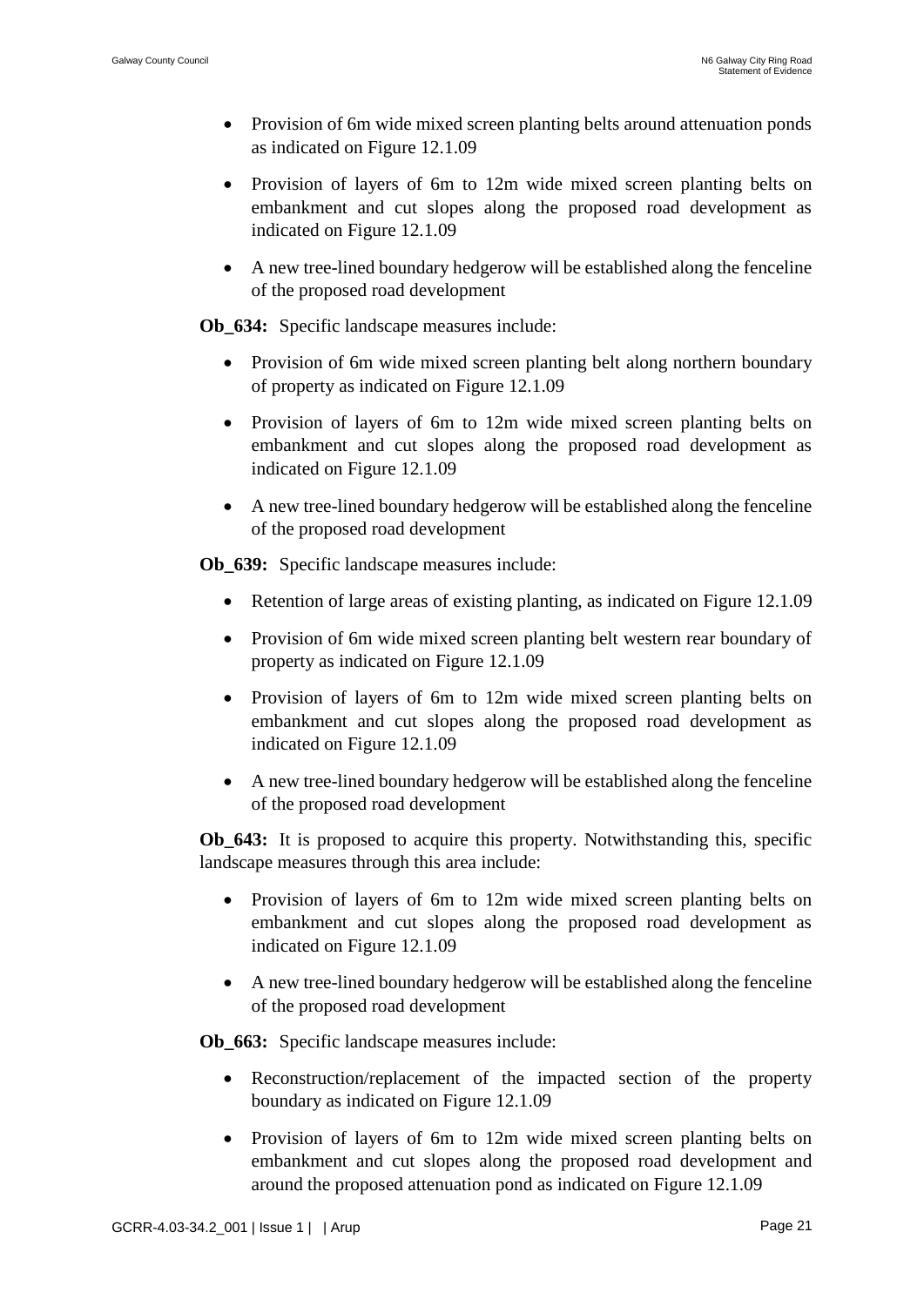- Provision of 6m wide mixed screen planting belts around attenuation ponds as indicated on Figure 12.1.09
- Provision of layers of 6m to 12m wide mixed screen planting belts on embankment and cut slopes along the proposed road development as indicated on Figure 12.1.09
- A new tree-lined boundary hedgerow will be established along the fenceline of the proposed road development

**Ob_634:** Specific landscape measures include:

- Provision of 6m wide mixed screen planting belt along northern boundary of property as indicated on Figure 12.1.09
- Provision of layers of 6m to 12m wide mixed screen planting belts on embankment and cut slopes along the proposed road development as indicated on Figure 12.1.09
- A new tree-lined boundary hedgerow will be established along the fenceline of the proposed road development

**Ob_639:** Specific landscape measures include:

- Retention of large areas of existing planting, as indicated on Figure 12.1.09
- Provision of 6m wide mixed screen planting belt western rear boundary of property as indicated on Figure 12.1.09
- Provision of layers of 6m to 12m wide mixed screen planting belts on embankment and cut slopes along the proposed road development as indicated on Figure 12.1.09
- A new tree-lined boundary hedgerow will be established along the fenceline of the proposed road development

**Ob_643:** It is proposed to acquire this property. Notwithstanding this, specific landscape measures through this area include:

- Provision of layers of 6m to 12m wide mixed screen planting belts on embankment and cut slopes along the proposed road development as indicated on Figure 12.1.09
- A new tree-lined boundary hedgerow will be established along the fenceline of the proposed road development

**Ob_663:** Specific landscape measures include:

- Reconstruction/replacement of the impacted section of the property boundary as indicated on Figure 12.1.09
- Provision of layers of 6m to 12m wide mixed screen planting belts on embankment and cut slopes along the proposed road development and around the proposed attenuation pond as indicated on Figure 12.1.09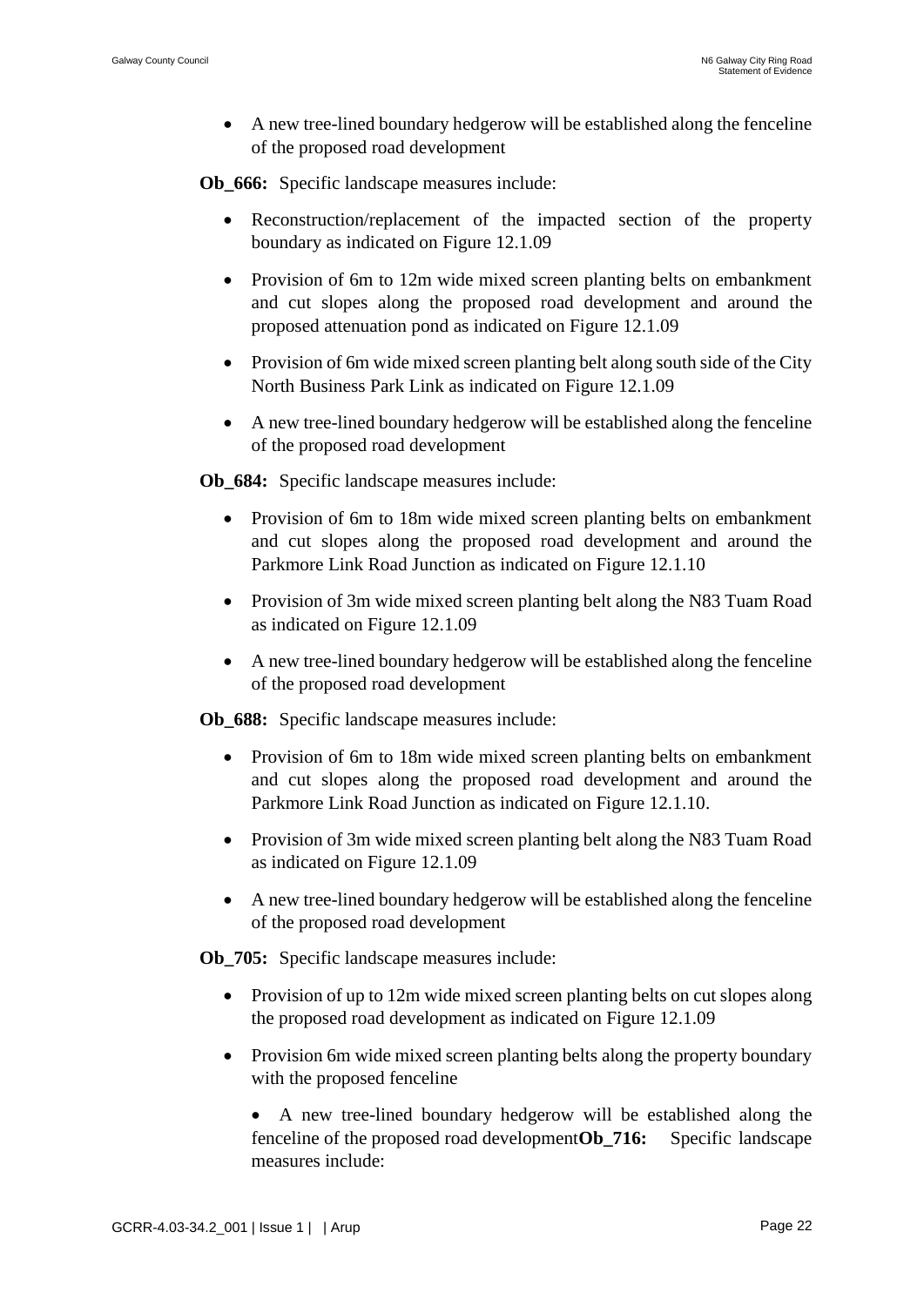- A new tree-lined boundary hedgerow will be established along the fenceline of the proposed road development

**Ob_666:** Specific landscape measures include:

- Reconstruction/replacement of the impacted section of the property boundary as indicated on Figure 12.1.09
- Provision of 6m to 12m wide mixed screen planting belts on embankment and cut slopes along the proposed road development and around the proposed attenuation pond as indicated on Figure 12.1.09
- Provision of 6m wide mixed screen planting belt along south side of the City North Business Park Link as indicated on Figure 12.1.09
- A new tree-lined boundary hedgerow will be established along the fenceline of the proposed road development

**Ob_684:** Specific landscape measures include:

- Provision of 6m to 18m wide mixed screen planting belts on embankment and cut slopes along the proposed road development and around the Parkmore Link Road Junction as indicated on Figure 12.1.10
- Provision of 3m wide mixed screen planting belt along the N83 Tuam Road as indicated on Figure 12.1.09
- A new tree-lined boundary hedgerow will be established along the fenceline of the proposed road development

**Ob_688:** Specific landscape measures include:

- Provision of 6m to 18m wide mixed screen planting belts on embankment and cut slopes along the proposed road development and around the Parkmore Link Road Junction as indicated on Figure 12.1.10.
- Provision of 3m wide mixed screen planting belt along the N83 Tuam Road as indicated on Figure 12.1.09
- A new tree-lined boundary hedgerow will be established along the fenceline of the proposed road development

**Ob_705:** Specific landscape measures include:

- Provision of up to 12m wide mixed screen planting belts on cut slopes along the proposed road development as indicated on Figure 12.1.09
- Provision 6m wide mixed screen planting belts along the property boundary with the proposed fenceline
- A new tree-lined boundary hedgerow will be established along the fenceline of the proposed road development**Ob_716:** Specific landscape measures include: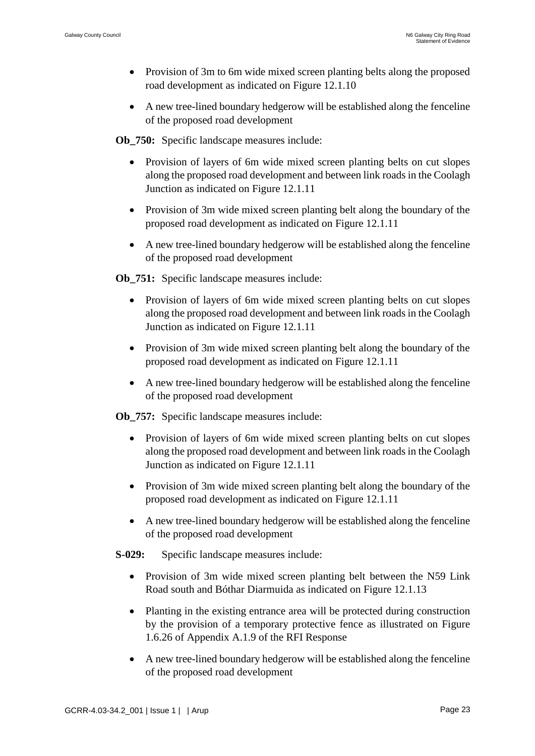- Provision of 3m to 6m wide mixed screen planting belts along the proposed road development as indicated on Figure 12.1.10
- A new tree-lined boundary hedgerow will be established along the fenceline of the proposed road development

**Ob_750:** Specific landscape measures include:

- Provision of layers of 6m wide mixed screen planting belts on cut slopes along the proposed road development and between link roads in the Coolagh Junction as indicated on Figure 12.1.11
- Provision of 3m wide mixed screen planting belt along the boundary of the proposed road development as indicated on Figure 12.1.11
- A new tree-lined boundary hedgerow will be established along the fenceline of the proposed road development

**Ob_751:** Specific landscape measures include:

- Provision of layers of 6m wide mixed screen planting belts on cut slopes along the proposed road development and between link roads in the Coolagh Junction as indicated on Figure 12.1.11
- Provision of 3m wide mixed screen planting belt along the boundary of the proposed road development as indicated on Figure 12.1.11
- A new tree-lined boundary hedgerow will be established along the fenceline of the proposed road development

**Ob_757:** Specific landscape measures include:

- Provision of layers of 6m wide mixed screen planting belts on cut slopes along the proposed road development and between link roads in the Coolagh Junction as indicated on Figure 12.1.11
- Provision of 3m wide mixed screen planting belt along the boundary of the proposed road development as indicated on Figure 12.1.11
- A new tree-lined boundary hedgerow will be established along the fenceline of the proposed road development

**S-029:** Specific landscape measures include:

- Provision of 3m wide mixed screen planting belt between the N59 Link Road south and Bóthar Diarmuida as indicated on Figure 12.1.13
- Planting in the existing entrance area will be protected during construction by the provision of a temporary protective fence as illustrated on Figure 1.6.26 of Appendix A.1.9 of the RFI Response
- A new tree-lined boundary hedgerow will be established along the fenceline of the proposed road development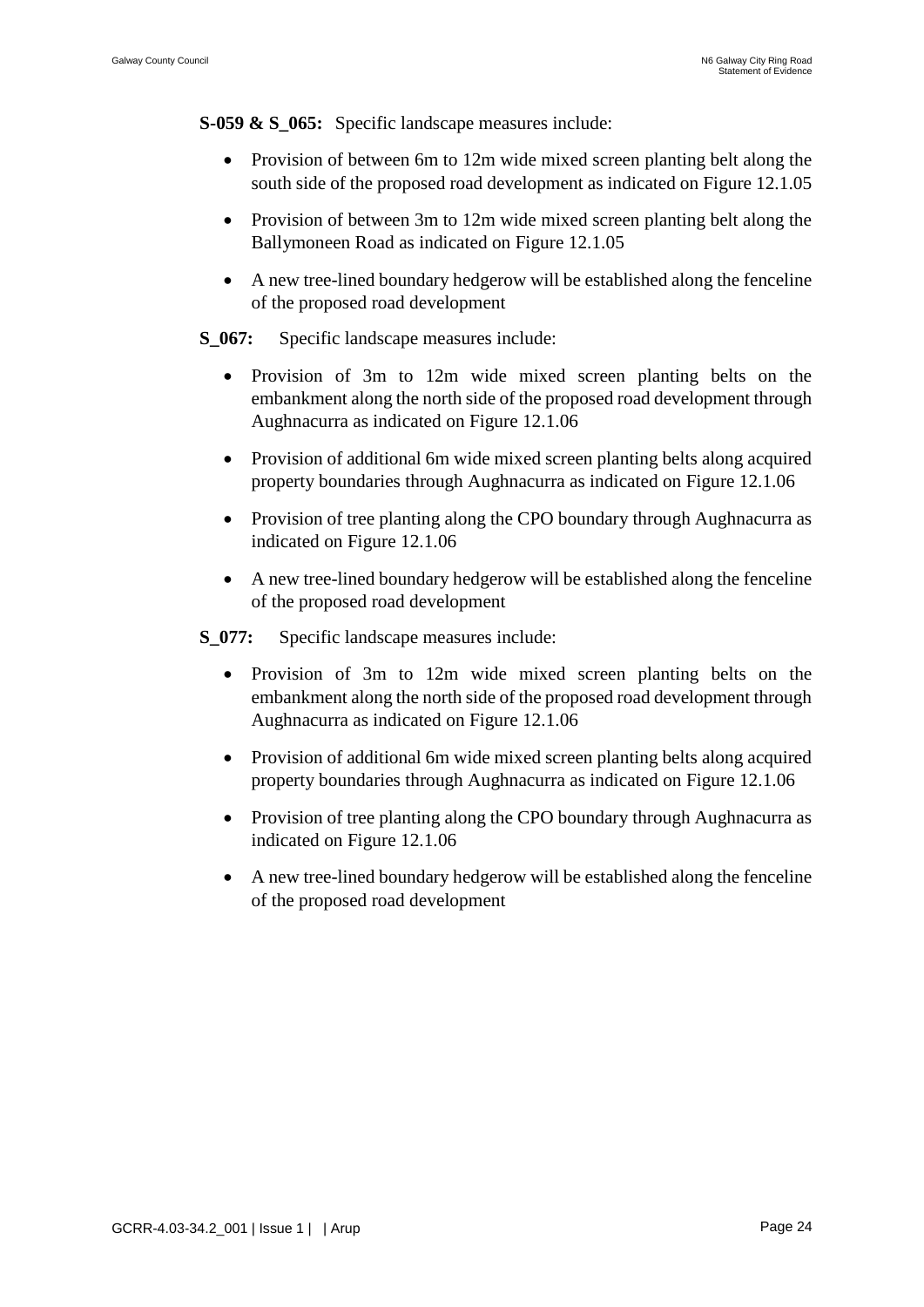**S-059 & S_065:** Specific landscape measures include:

- Provision of between 6m to 12m wide mixed screen planting belt along the south side of the proposed road development as indicated on Figure 12.1.05
- Provision of between 3m to 12m wide mixed screen planting belt along the Ballymoneen Road as indicated on Figure 12.1.05
- A new tree-lined boundary hedgerow will be established along the fenceline of the proposed road development

**S_067:** Specific landscape measures include:

- Provision of 3m to 12m wide mixed screen planting belts on the embankment along the north side of the proposed road development through Aughnacurra as indicated on Figure 12.1.06
- Provision of additional 6m wide mixed screen planting belts along acquired property boundaries through Aughnacurra as indicated on Figure 12.1.06
- Provision of tree planting along the CPO boundary through Aughnacurra as indicated on Figure 12.1.06
- A new tree-lined boundary hedgerow will be established along the fenceline of the proposed road development

**S_077:** Specific landscape measures include:

- Provision of 3m to 12m wide mixed screen planting belts on the embankment along the north side of the proposed road development through Aughnacurra as indicated on Figure 12.1.06
- Provision of additional 6m wide mixed screen planting belts along acquired property boundaries through Aughnacurra as indicated on Figure 12.1.06
- Provision of tree planting along the CPO boundary through Aughnacurra as indicated on Figure 12.1.06
- A new tree-lined boundary hedgerow will be established along the fenceline of the proposed road development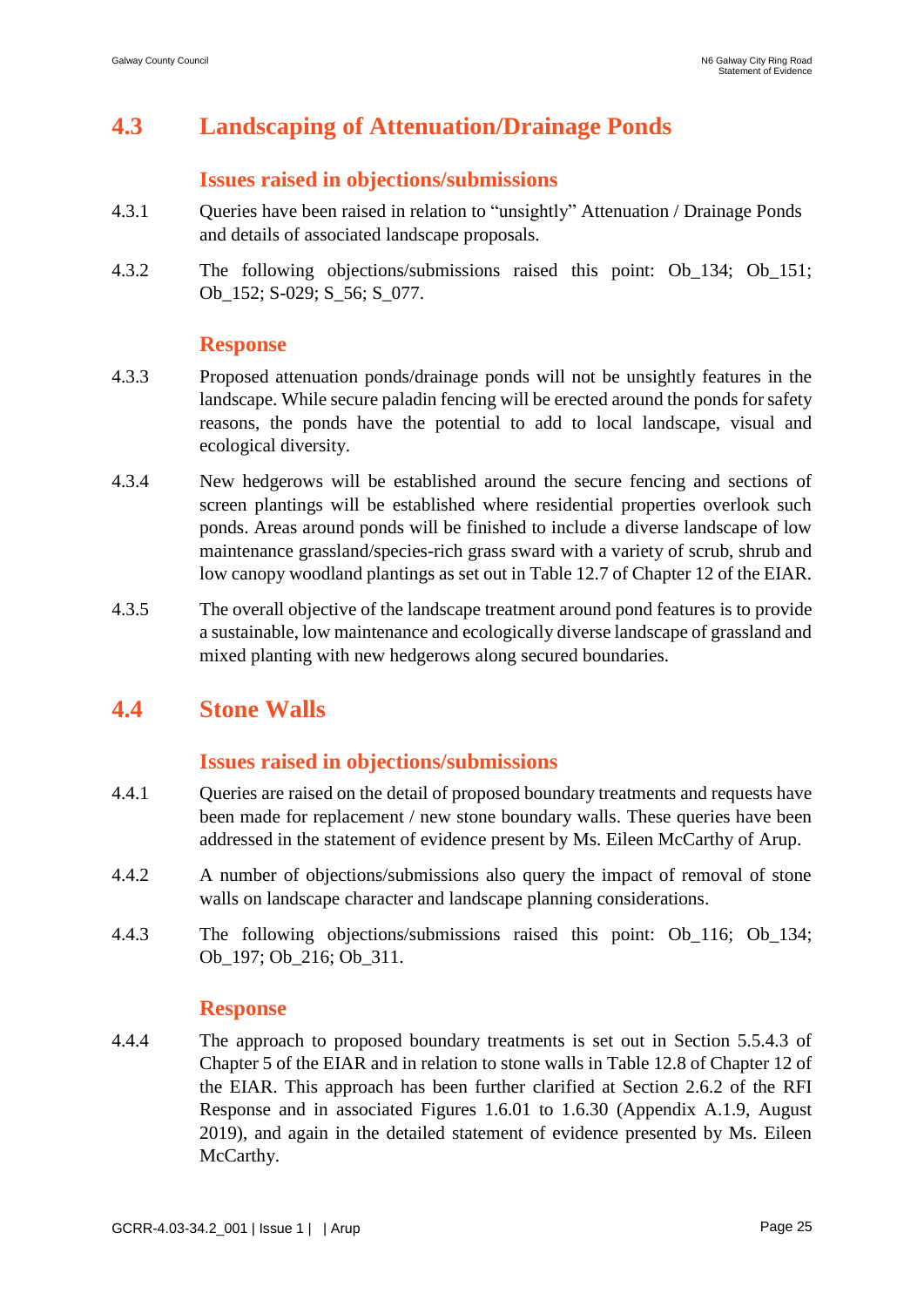## 4.3 Landscaping of Attenuation/Drainage Ponds

### Issues raised in objections/submissions

4.3.1 Queries have been raised in relation to “unsightly” Attenuation / Drainage Ponds and details of associated landscape proposals.

4.3.2 The following objections/submissions raised this point: Ob_134; Ob_151; Ob_152; S-029; S_56; S_077.

### Response

4.3.3 Proposed attenuation ponds/drainage ponds will not be unsightly features in the landscape. While secure paladin fencing will be erected around the ponds for safety reasons, the ponds have the potential to add to local landscape, visual and ecological diversity.

4.3.4 New hedgerows will be established around the secure fencing and sections of screen plantings will be established where residential properties overlook such ponds. Areas around ponds will be finished to include a diverse landscape of low maintenance grassland/species-rich grass sward with a variety of scrub, shrub and low canopy woodland plantings as set out in Table 12.7 of Chapter 12 of the EIAR.

4.3.5 The overall objective of the landscape treatment around pond features is to provide a sustainable, low maintenance and ecologically diverse landscape of grassland and mixed planting with new hedgerows along secured boundaries.

## 4.4 Stone Walls

### Issues raised in objections/submissions

4.4.1 Queries are raised on the detail of proposed boundary treatments and requests have been made for replacement / new stone boundary walls. These queries have been addressed in the statement of evidence present by Ms. Eileen McCarthy of Arup.

4.4.2 A number of objections/submissions also query the impact of removal of stone walls on landscape character and landscape planning considerations.

4.4.3 The following objections/submissions raised this point: Ob_116; Ob_134; Ob_197; Ob_216; Ob_311.

### Response

4.4.4 The approach to proposed boundary treatments is set out in Section 5.5.4.3 of Chapter 5 of the EIAR and in relation to stone walls in Table 12.8 of Chapter 12 of the EIAR. This approach has been further clarified at Section 2.6.2 of the RFI Response and in associated Figures 1.6.01 to 1.6.30 (Appendix A.1.9, August 2019), and again in the detailed statement of evidence presented by Ms. Eileen McCarthy.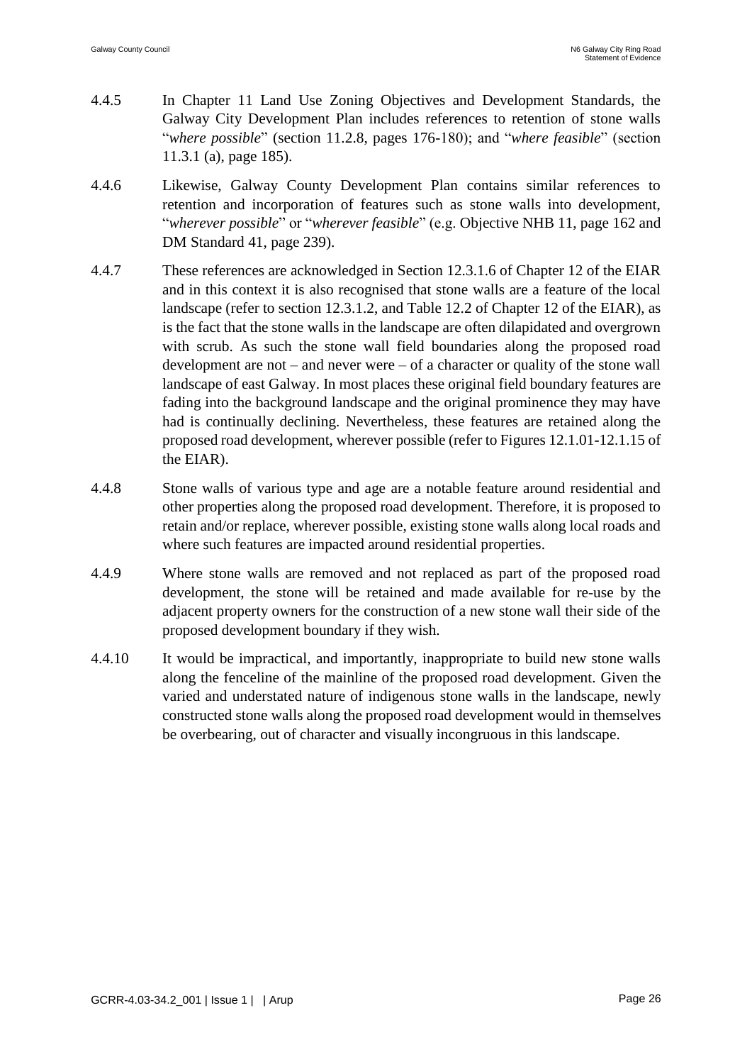4.4.5 In Chapter 11 Land Use Zoning Objectives and Development Standards, the Galway City Development Plan includes references to retention of stone walls "*where possible*" (section 11.2.8, pages 176-180); and "*where feasible*" (section 11.3.1 (a), page 185).

4.4.6 Likewise, Galway County Development Plan contains similar references to retention and incorporation of features such as stone walls into development, "*wherever possible*" or "*wherever feasible*" (e.g. Objective NHB 11, page 162 and DM Standard 41, page 239).

4.4.7 These references are acknowledged in Section 12.3.1.6 of Chapter 12 of the EIAR and in this context it is also recognised that stone walls are a feature of the local landscape (refer to section 12.3.1.2, and Table 12.2 of Chapter 12 of the EIAR), as is the fact that the stone walls in the landscape are often dilapidated and overgrown with scrub. As such the stone wall field boundaries along the proposed road development are not – and never were – of a character or quality of the stone wall landscape of east Galway. In most places these original field boundary features are fading into the background landscape and the original prominence they may have had is continually declining. Nevertheless, these features are retained along the proposed road development, wherever possible (refer to Figures 12.1.01-12.1.15 of the EIAR).

4.4.8 Stone walls of various type and age are a notable feature around residential and other properties along the proposed road development. Therefore, it is proposed to retain and/or replace, wherever possible, existing stone walls along local roads and where such features are impacted around residential properties.

4.4.9 Where stone walls are removed and not replaced as part of the proposed road development, the stone will be retained and made available for re-use by the adjacent property owners for the construction of a new stone wall their side of the proposed development boundary if they wish.

4.4.10 It would be impractical, and importantly, inappropriate to build new stone walls along the fenceline of the mainline of the proposed road development. Given the varied and understated nature of indigenous stone walls in the landscape, newly constructed stone walls along the proposed road development would in themselves be overbearing, out of character and visually incongruous in this landscape.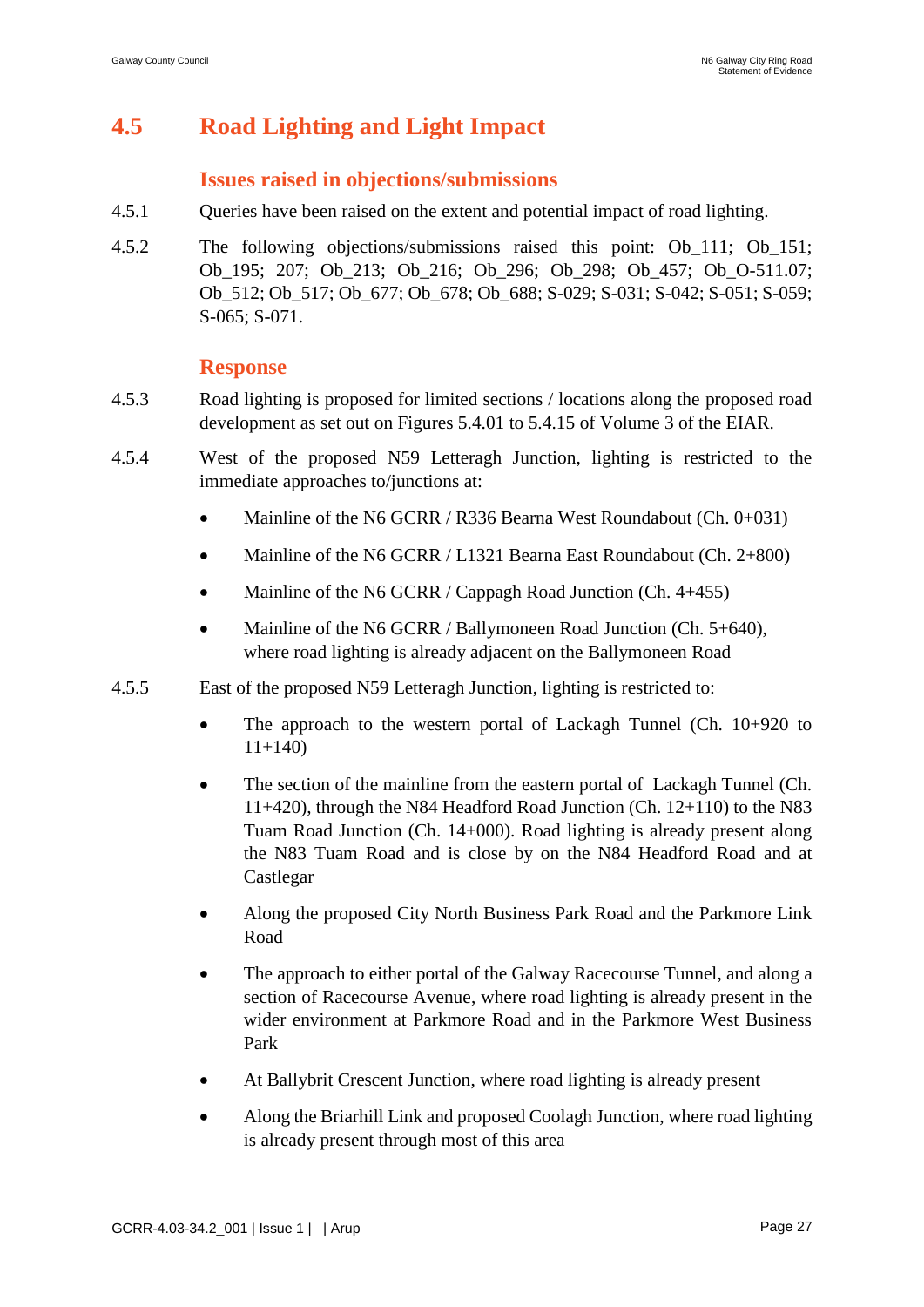## 4.5 Road Lighting and Light Impact

### Issues raised in objections/submissions

4.5.1 Queries have been raised on the extent and potential impact of road lighting.

4.5.2 The following objections/submissions raised this point: Ob_111; Ob_151; Ob_195; 207; Ob_213; Ob_216; Ob_296; Ob_298; Ob_457; Ob_O-511.07; Ob_512; Ob_517; Ob_677; Ob_678; Ob_688; S-029; S-031; S-042; S-051; S-059; S-065; S-071.

### Response

4.5.3 Road lighting is proposed for limited sections / locations along the proposed road development as set out on Figures 5.4.01 to 5.4.15 of Volume 3 of the EIAR.

4.5.4 West of the proposed N59 Letteragh Junction, lighting is restricted to the immediate approaches to/junctions at:

- Mainline of the N6 GCRR / R336 Bearna West Roundabout (Ch. 0+031)
- Mainline of the N6 GCRR / L1321 Bearna East Roundabout (Ch. 2+800)
- Mainline of the N6 GCRR / Cappagh Road Junction (Ch. 4+455)
- Mainline of the N6 GCRR / Ballymoneen Road Junction (Ch. 5+640), where road lighting is already adjacent on the Ballymoneen Road

4.5.5 East of the proposed N59 Letteragh Junction, lighting is restricted to:

- The approach to the western portal of Lackagh Tunnel (Ch. 10+920 to 11+140)
- The section of the mainline from the eastern portal of Lackagh Tunnel (Ch. 11+420), through the N84 Headford Road Junction (Ch. 12+110) to the N83 Tuam Road Junction (Ch. 14+000). Road lighting is already present along the N83 Tuam Road and is close by on the N84 Headford Road and at Castlegar
- Along the proposed City North Business Park Road and the Parkmore Link Road
- The approach to either portal of the Galway Racecourse Tunnel, and along a section of Racecourse Avenue, where road lighting is already present in the wider environment at Parkmore Road and in the Parkmore West Business Park
- At Ballybrit Crescent Junction, where road lighting is already present
- Along the Briarhill Link and proposed Coolagh Junction, where road lighting is already present through most of this area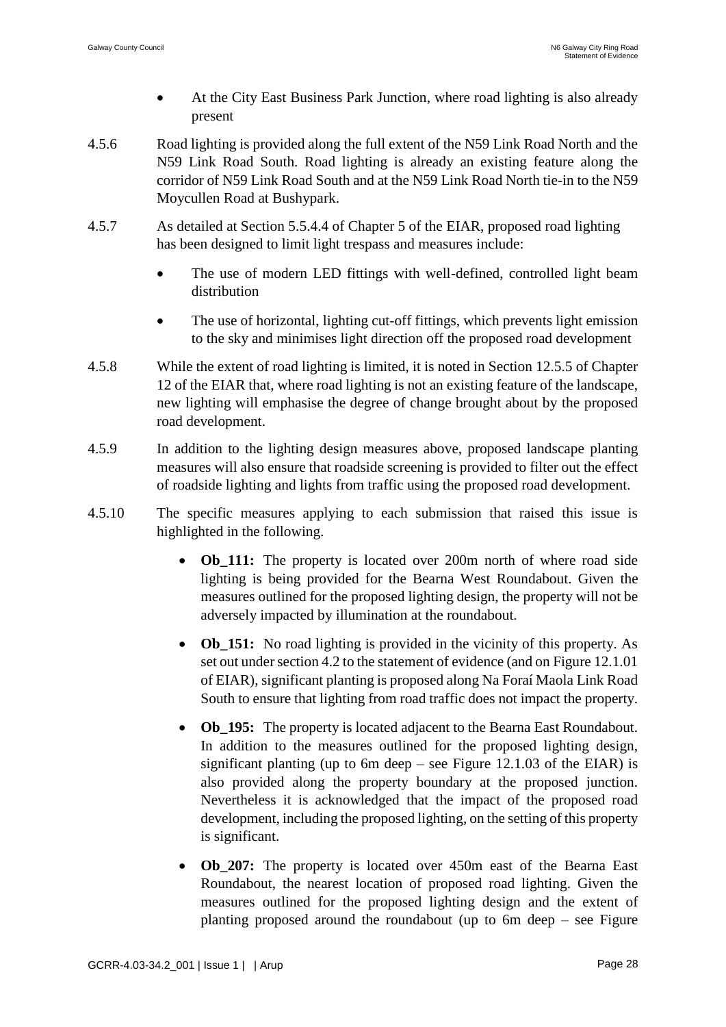- At the City East Business Park Junction, where road lighting is also already present

4.5.6 Road lighting is provided along the full extent of the N59 Link Road North and the N59 Link Road South. Road lighting is already an existing feature along the corridor of N59 Link Road South and at the N59 Link Road North tie-in to the N59 Moycullen Road at Bushypark.

4.5.7 As detailed at Section 5.5.4.4 of Chapter 5 of the EIAR, proposed road lighting has been designed to limit light trespass and measures include:

- The use of modern LED fittings with well-defined, controlled light beam distribution
- The use of horizontal, lighting cut-off fittings, which prevents light emission to the sky and minimises light direction off the proposed road development

4.5.8 While the extent of road lighting is limited, it is noted in Section 12.5.5 of Chapter 12 of the EIAR that, where road lighting is not an existing feature of the landscape, new lighting will emphasise the degree of change brought about by the proposed road development.

4.5.9 In addition to the lighting design measures above, proposed landscape planting measures will also ensure that roadside screening is provided to filter out the effect of roadside lighting and lights from traffic using the proposed road development.

4.5.10 The specific measures applying to each submission that raised this issue is highlighted in the following.

- **Ob_111:** The property is located over 200m north of where road side lighting is being provided for the Bearna West Roundabout. Given the measures outlined for the proposed lighting design, the property will not be adversely impacted by illumination at the roundabout.
- **Ob_151:** No road lighting is provided in the vicinity of this property. As set out under section 4.2 to the statement of evidence (and on Figure 12.1.01 of EIAR), significant planting is proposed along Na Foraí Maola Link Road South to ensure that lighting from road traffic does not impact the property.
- **Ob_195:** The property is located adjacent to the Bearna East Roundabout. In addition to the measures outlined for the proposed lighting design, significant planting (up to 6m deep – see Figure 12.1.03 of the EIAR) is also provided along the property boundary at the proposed junction. Nevertheless it is acknowledged that the impact of the proposed road development, including the proposed lighting, on the setting of this property is significant.
- **Ob_207:** The property is located over 450m east of the Bearna East Roundabout, the nearest location of proposed road lighting. Given the measures outlined for the proposed lighting design and the extent of planting proposed around the roundabout (up to 6m deep – see Figure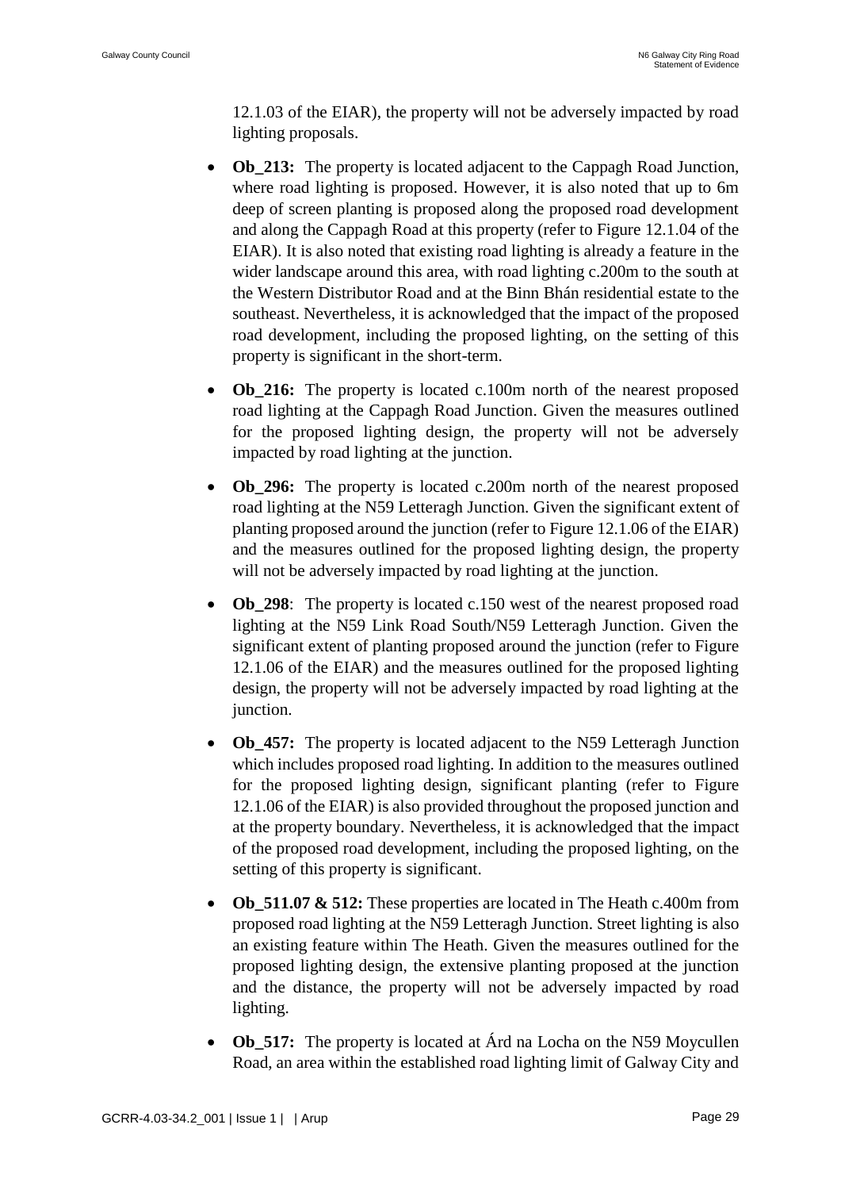12.1.03 of the EIAR), the property will not be adversely impacted by road lighting proposals.

- **Ob_213:** The property is located adjacent to the Cappagh Road Junction, where road lighting is proposed. However, it is also noted that up to 6m deep of screen planting is proposed along the proposed road development and along the Cappagh Road at this property (refer to Figure 12.1.04 of the EIAR). It is also noted that existing road lighting is already a feature in the wider landscape around this area, with road lighting c.200m to the south at the Western Distributor Road and at the Binn Bhán residential estate to the southeast. Nevertheless, it is acknowledged that the impact of the proposed road development, including the proposed lighting, on the setting of this property is significant in the short-term.
- **Ob_216:** The property is located c.100m north of the nearest proposed road lighting at the Cappagh Road Junction. Given the measures outlined for the proposed lighting design, the property will not be adversely impacted by road lighting at the junction.
- **Ob_296:** The property is located c.200m north of the nearest proposed road lighting at the N59 Letteragh Junction. Given the significant extent of planting proposed around the junction (refer to Figure 12.1.06 of the EIAR) and the measures outlined for the proposed lighting design, the property will not be adversely impacted by road lighting at the junction.
- **Ob_298**: The property is located c.150 west of the nearest proposed road lighting at the N59 Link Road South/N59 Letteragh Junction. Given the significant extent of planting proposed around the junction (refer to Figure 12.1.06 of the EIAR) and the measures outlined for the proposed lighting design, the property will not be adversely impacted by road lighting at the junction.
- **Ob_457:** The property is located adjacent to the N59 Letteragh Junction which includes proposed road lighting. In addition to the measures outlined for the proposed lighting design, significant planting (refer to Figure 12.1.06 of the EIAR) is also provided throughout the proposed junction and at the property boundary. Nevertheless, it is acknowledged that the impact of the proposed road development, including the proposed lighting, on the setting of this property is significant.
- **Ob_511.07 & 512:** These properties are located in The Heath c.400m from proposed road lighting at the N59 Letteragh Junction. Street lighting is also an existing feature within The Heath. Given the measures outlined for the proposed lighting design, the extensive planting proposed at the junction and the distance, the property will not be adversely impacted by road lighting.
- **Ob_517:** The property is located at Árd na Locha on the N59 Moycullen Road, an area within the established road lighting limit of Galway City and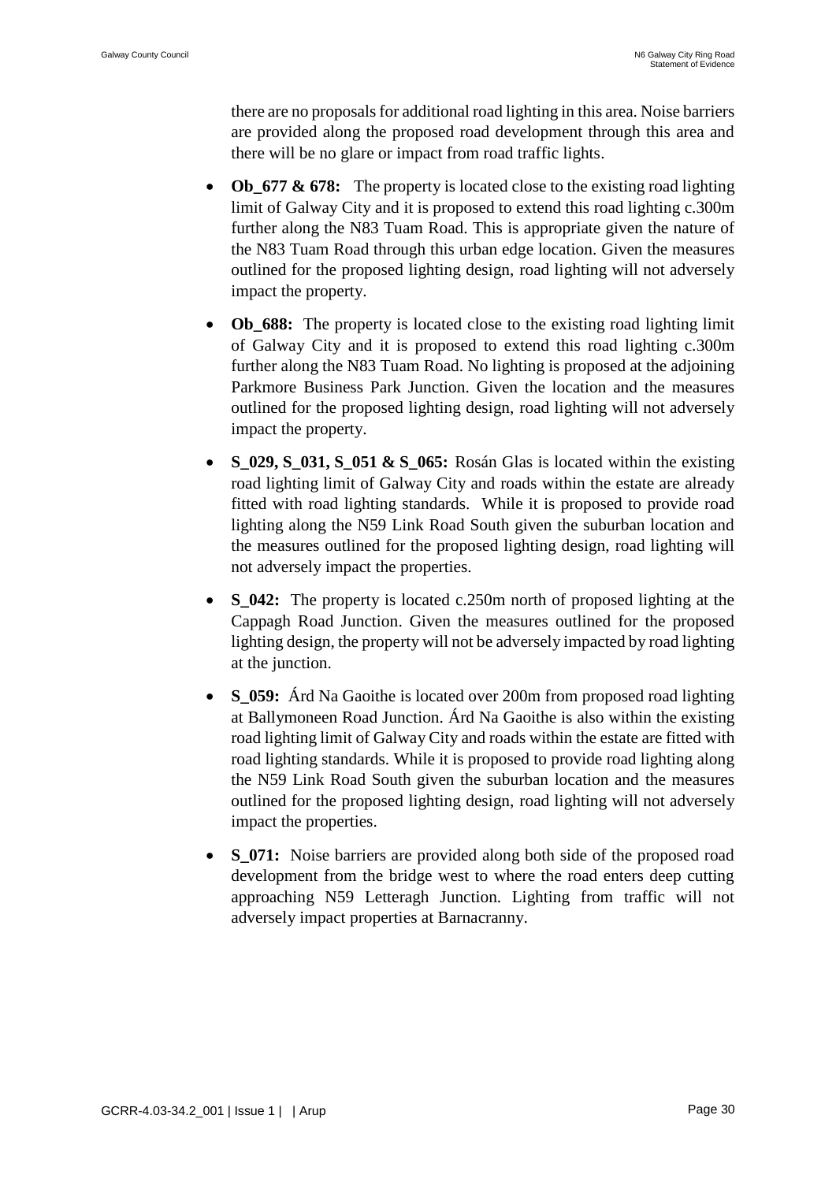there are no proposals for additional road lighting in this area. Noise barriers are provided along the proposed road development through this area and there will be no glare or impact from road traffic lights.

- **Ob_677 & 678:** The property is located close to the existing road lighting limit of Galway City and it is proposed to extend this road lighting c.300m further along the N83 Tuam Road. This is appropriate given the nature of the N83 Tuam Road through this urban edge location. Given the measures outlined for the proposed lighting design, road lighting will not adversely impact the property.
- **Ob_688:** The property is located close to the existing road lighting limit of Galway City and it is proposed to extend this road lighting c.300m further along the N83 Tuam Road. No lighting is proposed at the adjoining Parkmore Business Park Junction. Given the location and the measures outlined for the proposed lighting design, road lighting will not adversely impact the property.
- **S_029, S_031, S_051 & S_065:** Rosán Glas is located within the existing road lighting limit of Galway City and roads within the estate are already fitted with road lighting standards. While it is proposed to provide road lighting along the N59 Link Road South given the suburban location and the measures outlined for the proposed lighting design, road lighting will not adversely impact the properties.
- **S_042:** The property is located c.250m north of proposed lighting at the Cappagh Road Junction. Given the measures outlined for the proposed lighting design, the property will not be adversely impacted by road lighting at the junction.
- **S_059:** Árd Na Gaoithe is located over 200m from proposed road lighting at Ballymoneen Road Junction. Árd Na Gaoithe is also within the existing road lighting limit of Galway City and roads within the estate are fitted with road lighting standards. While it is proposed to provide road lighting along the N59 Link Road South given the suburban location and the measures outlined for the proposed lighting design, road lighting will not adversely impact the properties.
- **S_071:** Noise barriers are provided along both side of the proposed road development from the bridge west to where the road enters deep cutting approaching N59 Letteragh Junction. Lighting from traffic will not adversely impact properties at Barnacranny.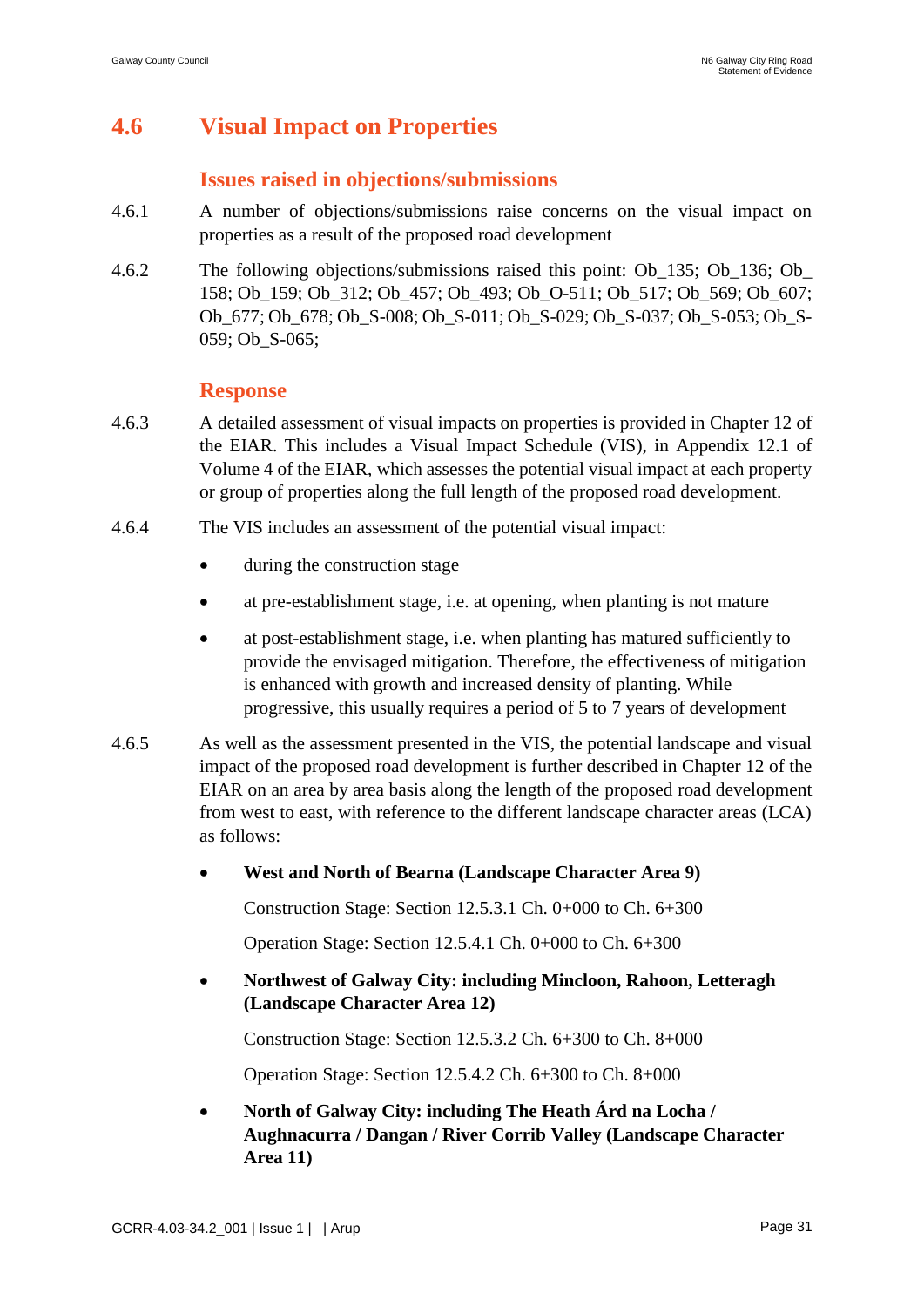## 4.6 Visual Impact on Properties

### Issues raised in objections/submissions

4.6.1 A number of objections/submissions raise concerns on the visual impact on properties as a result of the proposed road development

4.6.2 The following objections/submissions raised this point: Ob_135; Ob_136; Ob_158; Ob_159; Ob_312; Ob_457; Ob_493; Ob_O-511; Ob_517; Ob_569; Ob_607; Ob_677; Ob_678; Ob_S-008; Ob_S-011; Ob_S-029; Ob_S-037; Ob_S-053; Ob_S-059; Ob_S-065;

### Response

4.6.3 A detailed assessment of visual impacts on properties is provided in Chapter 12 of the EIAR. This includes a Visual Impact Schedule (VIS), in Appendix 12.1 of Volume 4 of the EIAR, which assesses the potential visual impact at each property or group of properties along the full length of the proposed road development.

4.6.4 The VIS includes an assessment of the potential visual impact:

- during the construction stage
- at pre-establishment stage, i.e. at opening, when planting is not mature
- at post-establishment stage, i.e. when planting has matured sufficiently to provide the envisaged mitigation. Therefore, the effectiveness of mitigation is enhanced with growth and increased density of planting. While progressive, this usually requires a period of 5 to 7 years of development

4.6.5 As well as the assessment presented in the VIS, the potential landscape and visual impact of the proposed road development is further described in Chapter 12 of the EIAR on an area by area basis along the length of the proposed road development from west to east, with reference to the different landscape character areas (LCA) as follows:

- **West and North of Bearna (Landscape Character Area 9)**

  Construction Stage: Section 12.5.3.1 Ch. 0+000 to Ch. 6+300

  Operation Stage: Section 12.5.4.1 Ch. 0+000 to Ch. 6+300

- **Northwest of Galway City: including Mincloon, Rahoon, Letteragh (Landscape Character Area 12)**

  Construction Stage: Section 12.5.3.2 Ch. 6+300 to Ch. 8+000

  Operation Stage: Section 12.5.4.2 Ch. 6+300 to Ch. 8+000

- **North of Galway City: including The Heath Árd na Locha / Aughnacurra / Dangan / River Corrib Valley (Landscape Character Area 11)**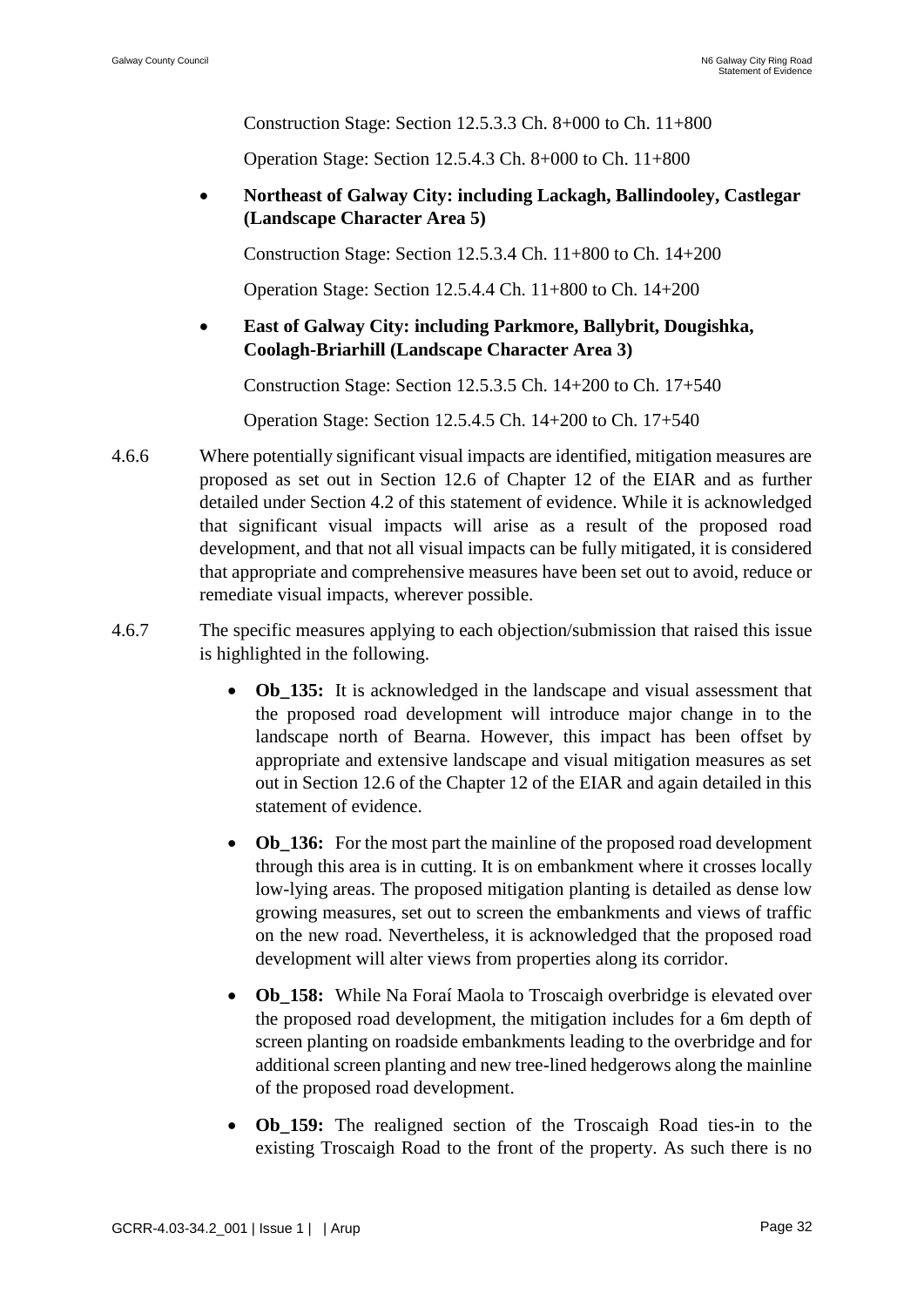Construction Stage: Section 12.5.3.3 Ch. 8+000 to Ch. 11+800

Operation Stage: Section 12.5.4.3 Ch. 8+000 to Ch. 11+800

- **Northeast of Galway City: including Lackagh, Ballindooley, Castlegar (Landscape Character Area 5)**

  Construction Stage: Section 12.5.3.4 Ch. 11+800 to Ch. 14+200

  Operation Stage: Section 12.5.4.4 Ch. 11+800 to Ch. 14+200

- **East of Galway City: including Parkmore, Ballybrit, Dougishka, Coolagh-Briarhill (Landscape Character Area 3)**

  Construction Stage: Section 12.5.3.5 Ch. 14+200 to Ch. 17+540

  Operation Stage: Section 12.5.4.5 Ch. 14+200 to Ch. 17+540

4.6.6 Where potentially significant visual impacts are identified, mitigation measures are proposed as set out in Section 12.6 of Chapter 12 of the EIAR and as further detailed under Section 4.2 of this statement of evidence. While it is acknowledged that significant visual impacts will arise as a result of the proposed road development, and that not all visual impacts can be fully mitigated, it is considered that appropriate and comprehensive measures have been set out to avoid, reduce or remediate visual impacts, wherever possible.

4.6.7 The specific measures applying to each objection/submission that raised this issue is highlighted in the following.

- **Ob_135:** It is acknowledged in the landscape and visual assessment that the proposed road development will introduce major change in to the landscape north of Bearna. However, this impact has been offset by appropriate and extensive landscape and visual mitigation measures as set out in Section 12.6 of the Chapter 12 of the EIAR and again detailed in this statement of evidence.
- **Ob_136:** For the most part the mainline of the proposed road development through this area is in cutting. It is on embankment where it crosses locally low-lying areas. The proposed mitigation planting is detailed as dense low growing measures, set out to screen the embankments and views of traffic on the new road. Nevertheless, it is acknowledged that the proposed road development will alter views from properties along its corridor.
- **Ob_158:** While Na Foraí Maola to Troscaigh overbridge is elevated over the proposed road development, the mitigation includes for a 6m depth of screen planting on roadside embankments leading to the overbridge and for additional screen planting and new tree-lined hedgerows along the mainline of the proposed road development.
- **Ob_159:** The realigned section of the Troscaigh Road ties-in to the existing Troscaigh Road to the front of the property. As such there is no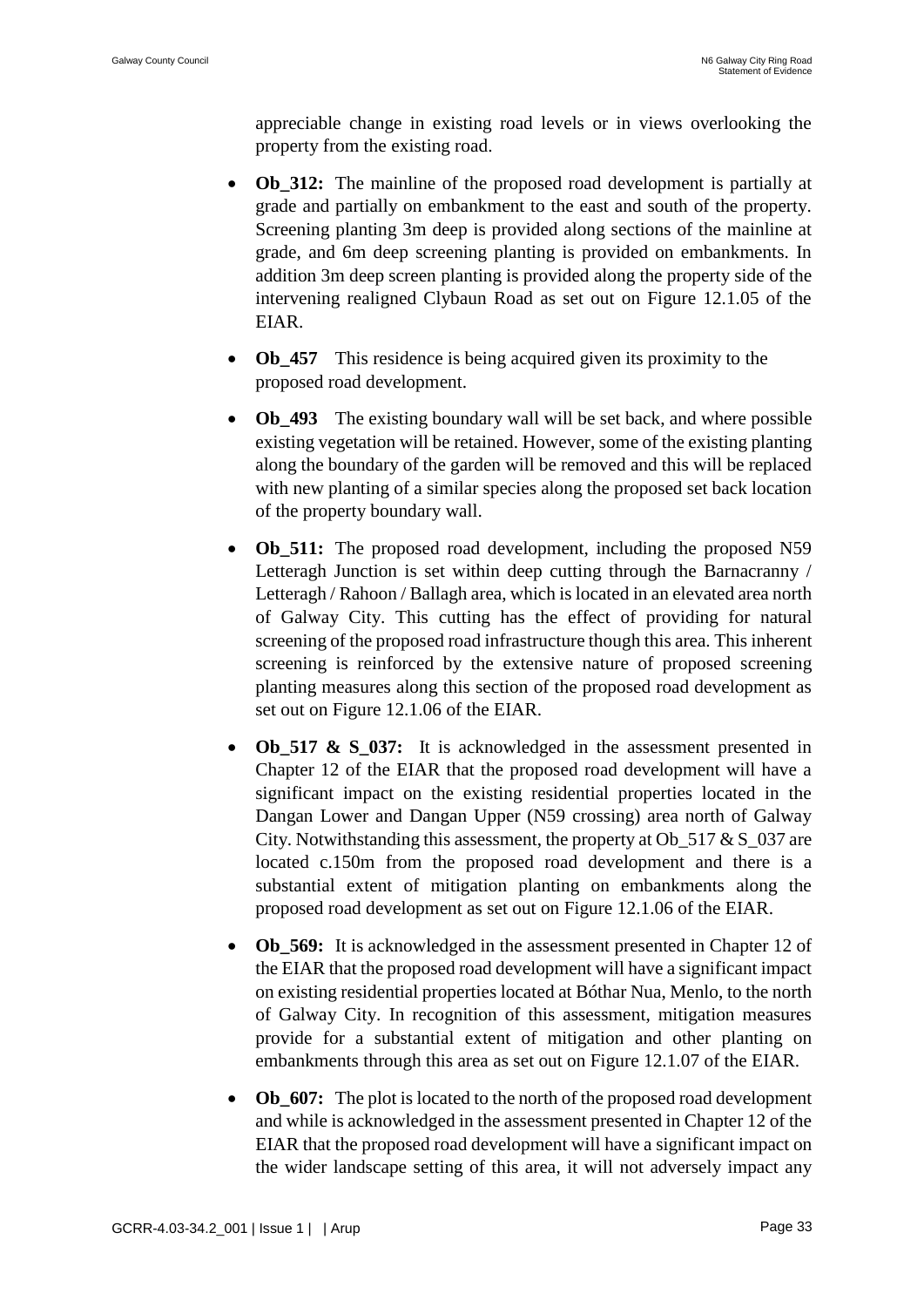appreciable change in existing road levels or in views overlooking the property from the existing road.

- **Ob_312:** The mainline of the proposed road development is partially at grade and partially on embankment to the east and south of the property. Screening planting 3m deep is provided along sections of the mainline at grade, and 6m deep screening planting is provided on embankments. In addition 3m deep screen planting is provided along the property side of the intervening realigned Clybaun Road as set out on Figure 12.1.05 of the EIAR.

- **Ob_457** This residence is being acquired given its proximity to the proposed road development.

- **Ob_493** The existing boundary wall will be set back, and where possible existing vegetation will be retained. However, some of the existing planting along the boundary of the garden will be removed and this will be replaced with new planting of a similar species along the proposed set back location of the property boundary wall.

- **Ob_511:** The proposed road development, including the proposed N59 Letteragh Junction is set within deep cutting through the Barnacranny / Letteragh / Rahoon / Ballagh area, which is located in an elevated area north of Galway City. This cutting has the effect of providing for natural screening of the proposed road infrastructure though this area. This inherent screening is reinforced by the extensive nature of proposed screening planting measures along this section of the proposed road development as set out on Figure 12.1.06 of the EIAR.

- **Ob_517 & S_037:** It is acknowledged in the assessment presented in Chapter 12 of the EIAR that the proposed road development will have a significant impact on the existing residential properties located in the Dangan Lower and Dangan Upper (N59 crossing) area north of Galway City. Notwithstanding this assessment, the property at Ob_517 & S_037 are located c.150m from the proposed road development and there is a substantial extent of mitigation planting on embankments along the proposed road development as set out on Figure 12.1.06 of the EIAR.

- **Ob_569:** It is acknowledged in the assessment presented in Chapter 12 of the EIAR that the proposed road development will have a significant impact on existing residential properties located at Bóthar Nua, Menlo, to the north of Galway City. In recognition of this assessment, mitigation measures provide for a substantial extent of mitigation and other planting on embankments through this area as set out on Figure 12.1.07 of the EIAR.

- **Ob_607:** The plot is located to the north of the proposed road development and while is acknowledged in the assessment presented in Chapter 12 of the EIAR that the proposed road development will have a significant impact on the wider landscape setting of this area, it will not adversely impact any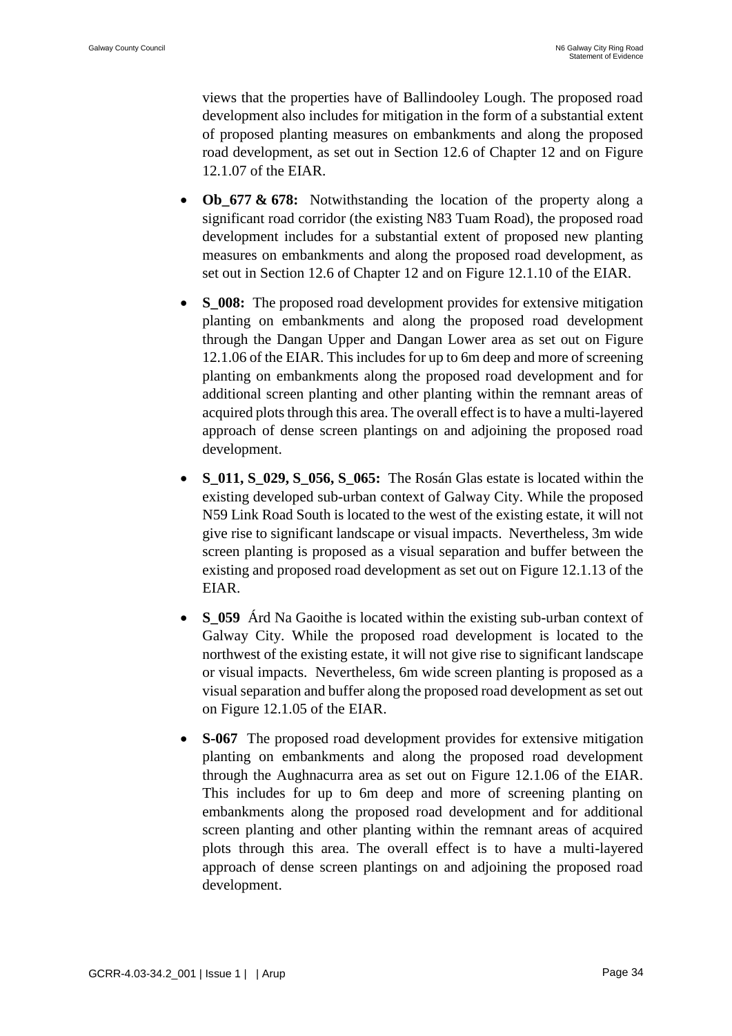views that the properties have of Ballindooley Lough. The proposed road development also includes for mitigation in the form of a substantial extent of proposed planting measures on embankments and along the proposed road development, as set out in Section 12.6 of Chapter 12 and on Figure 12.1.07 of the EIAR.

- **Ob_677 & 678:** Notwithstanding the location of the property along a significant road corridor (the existing N83 Tuam Road), the proposed road development includes for a substantial extent of proposed new planting measures on embankments and along the proposed road development, as set out in Section 12.6 of Chapter 12 and on Figure 12.1.10 of the EIAR.
- **S_008:** The proposed road development provides for extensive mitigation planting on embankments and along the proposed road development through the Dangan Upper and Dangan Lower area as set out on Figure 12.1.06 of the EIAR. This includes for up to 6m deep and more of screening planting on embankments along the proposed road development and for additional screen planting and other planting within the remnant areas of acquired plots through this area. The overall effect is to have a multi-layered approach of dense screen plantings on and adjoining the proposed road development.
- **S_011, S_029, S_056, S_065:** The Rosán Glas estate is located within the existing developed sub-urban context of Galway City. While the proposed N59 Link Road South is located to the west of the existing estate, it will not give rise to significant landscape or visual impacts. Nevertheless, 3m wide screen planting is proposed as a visual separation and buffer between the existing and proposed road development as set out on Figure 12.1.13 of the EIAR.
- **S_059** Árd Na Gaoithe is located within the existing sub-urban context of Galway City. While the proposed road development is located to the northwest of the existing estate, it will not give rise to significant landscape or visual impacts. Nevertheless, 6m wide screen planting is proposed as a visual separation and buffer along the proposed road development as set out on Figure 12.1.05 of the EIAR.
- **S-067** The proposed road development provides for extensive mitigation planting on embankments and along the proposed road development through the Aughnacurra area as set out on Figure 12.1.06 of the EIAR. This includes for up to 6m deep and more of screening planting on embankments along the proposed road development and for additional screen planting and other planting within the remnant areas of acquired plots through this area. The overall effect is to have a multi-layered approach of dense screen plantings on and adjoining the proposed road development.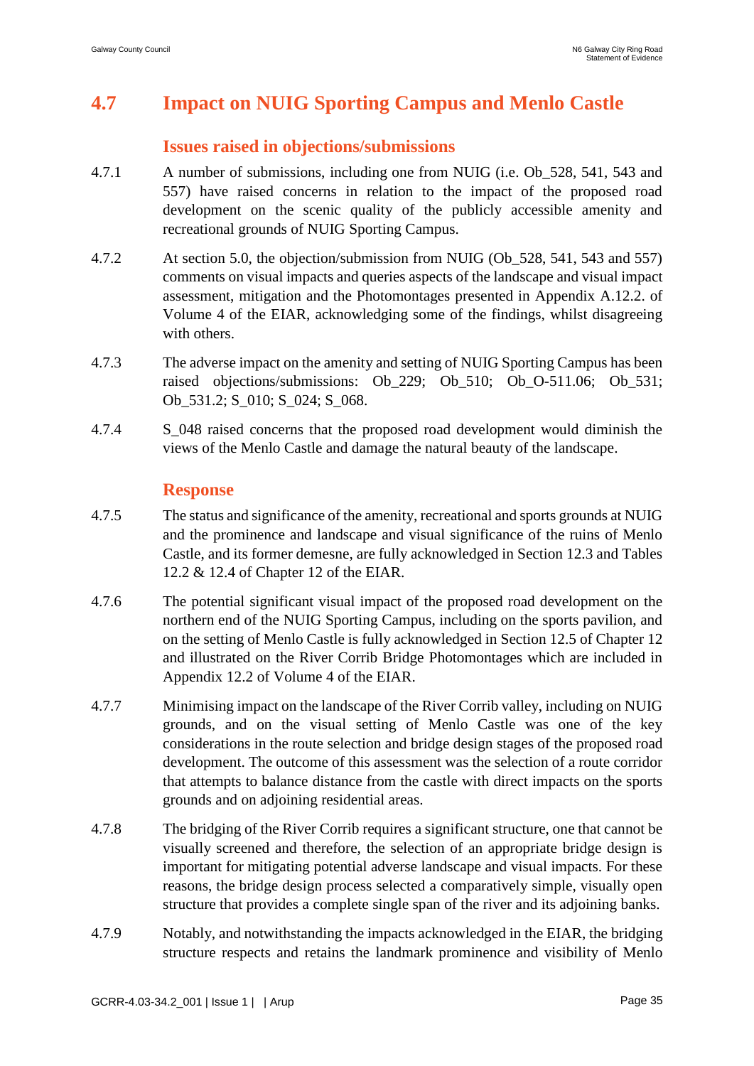## 4.7 Impact on NUIG Sporting Campus and Menlo Castle

### Issues raised in objections/submissions

4.7.1 A number of submissions, including one from NUIG (i.e. Ob_528, 541, 543 and 557) have raised concerns in relation to the impact of the proposed road development on the scenic quality of the publicly accessible amenity and recreational grounds of NUIG Sporting Campus.

4.7.2 At section 5.0, the objection/submission from NUIG (Ob_528, 541, 543 and 557) comments on visual impacts and queries aspects of the landscape and visual impact assessment, mitigation and the Photomontages presented in Appendix A.12.2. of Volume 4 of the EIAR, acknowledging some of the findings, whilst disagreeing with others.

4.7.3 The adverse impact on the amenity and setting of NUIG Sporting Campus has been raised objections/submissions: Ob_229; Ob_510; Ob_O-511.06; Ob_531; Ob_531.2; S_010; S_024; S_068.

4.7.4 S_048 raised concerns that the proposed road development would diminish the views of the Menlo Castle and damage the natural beauty of the landscape.

### Response

4.7.5 The status and significance of the amenity, recreational and sports grounds at NUIG and the prominence and landscape and visual significance of the ruins of Menlo Castle, and its former demesne, are fully acknowledged in Section 12.3 and Tables 12.2 & 12.4 of Chapter 12 of the EIAR.

4.7.6 The potential significant visual impact of the proposed road development on the northern end of the NUIG Sporting Campus, including on the sports pavilion, and on the setting of Menlo Castle is fully acknowledged in Section 12.5 of Chapter 12 and illustrated on the River Corrib Bridge Photomontages which are included in Appendix 12.2 of Volume 4 of the EIAR.

4.7.7 Minimising impact on the landscape of the River Corrib valley, including on NUIG grounds, and on the visual setting of Menlo Castle was one of the key considerations in the route selection and bridge design stages of the proposed road development. The outcome of this assessment was the selection of a route corridor that attempts to balance distance from the castle with direct impacts on the sports grounds and on adjoining residential areas.

4.7.8 The bridging of the River Corrib requires a significant structure, one that cannot be visually screened and therefore, the selection of an appropriate bridge design is important for mitigating potential adverse landscape and visual impacts. For these reasons, the bridge design process selected a comparatively simple, visually open structure that provides a complete single span of the river and its adjoining banks.

4.7.9 Notably, and notwithstanding the impacts acknowledged in the EIAR, the bridging structure respects and retains the landmark prominence and visibility of Menlo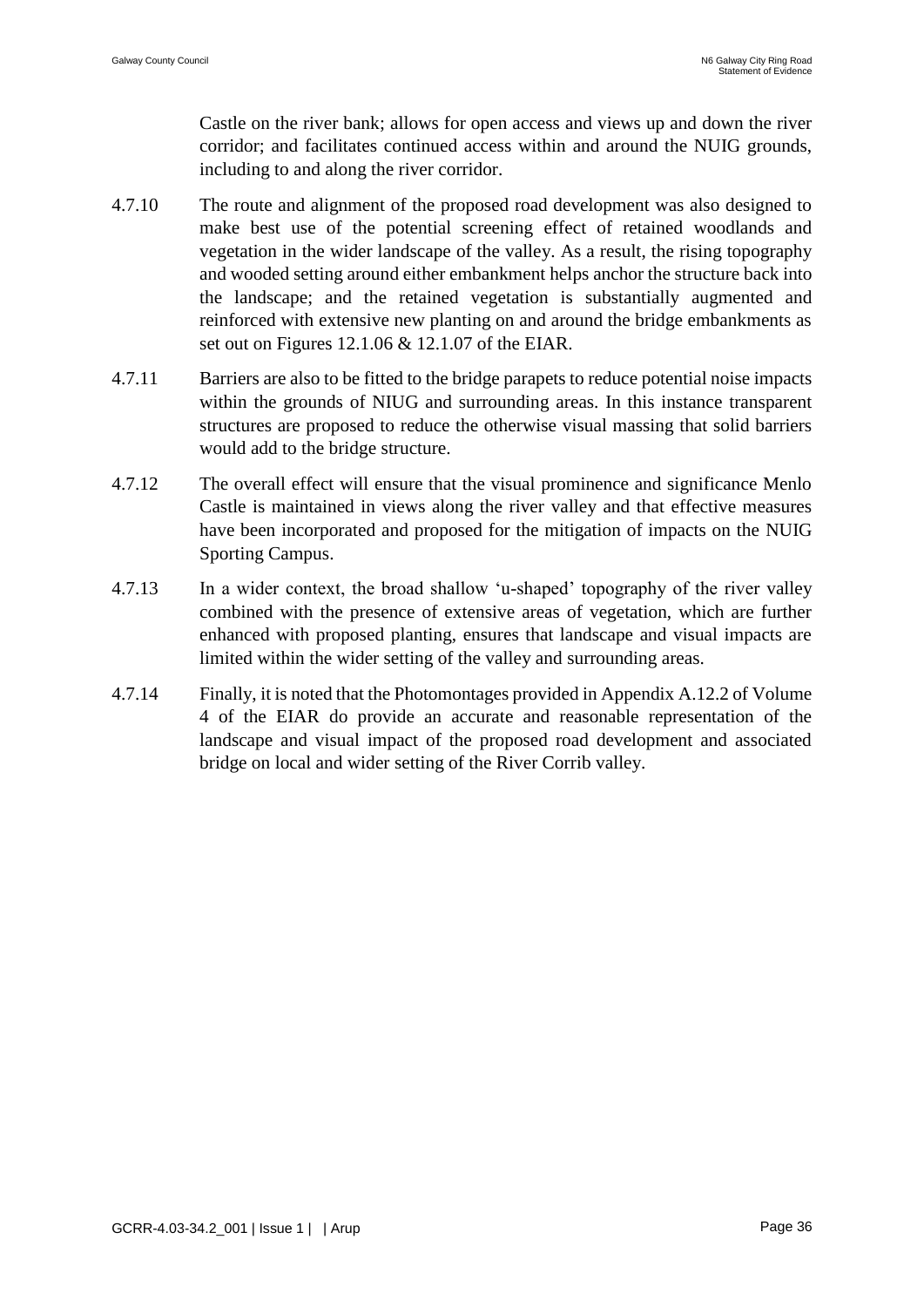Castle on the river bank; allows for open access and views up and down the river corridor; and facilitates continued access within and around the NUIG grounds, including to and along the river corridor.

4.7.10 The route and alignment of the proposed road development was also designed to make best use of the potential screening effect of retained woodlands and vegetation in the wider landscape of the valley. As a result, the rising topography and wooded setting around either embankment helps anchor the structure back into the landscape; and the retained vegetation is substantially augmented and reinforced with extensive new planting on and around the bridge embankments as set out on Figures 12.1.06 & 12.1.07 of the EIAR.

4.7.11 Barriers are also to be fitted to the bridge parapets to reduce potential noise impacts within the grounds of NIUG and surrounding areas. In this instance transparent structures are proposed to reduce the otherwise visual massing that solid barriers would add to the bridge structure.

4.7.12 The overall effect will ensure that the visual prominence and significance Menlo Castle is maintained in views along the river valley and that effective measures have been incorporated and proposed for the mitigation of impacts on the NUIG Sporting Campus.

4.7.13 In a wider context, the broad shallow 'u-shaped' topography of the river valley combined with the presence of extensive areas of vegetation, which are further enhanced with proposed planting, ensures that landscape and visual impacts are limited within the wider setting of the valley and surrounding areas.

4.7.14 Finally, it is noted that the Photomontages provided in Appendix A.12.2 of Volume 4 of the EIAR do provide an accurate and reasonable representation of the landscape and visual impact of the proposed road development and associated bridge on local and wider setting of the River Corrib valley.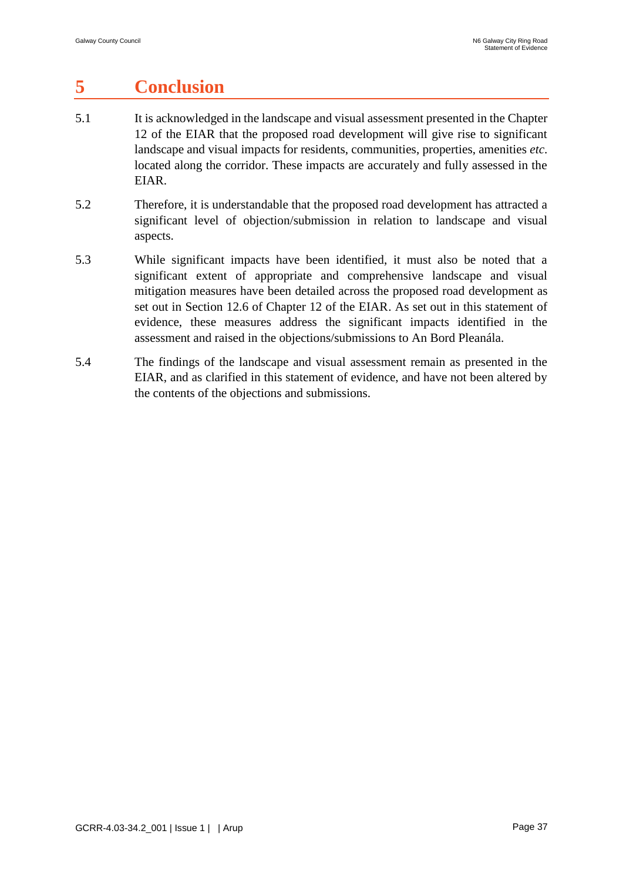# 5 Conclusion

5.1 It is acknowledged in the landscape and visual assessment presented in the Chapter 12 of the EIAR that the proposed road development will give rise to significant landscape and visual impacts for residents, communities, properties, amenities *etc.* located along the corridor. These impacts are accurately and fully assessed in the EIAR.

5.2 Therefore, it is understandable that the proposed road development has attracted a significant level of objection/submission in relation to landscape and visual aspects.

5.3 While significant impacts have been identified, it must also be noted that a significant extent of appropriate and comprehensive landscape and visual mitigation measures have been detailed across the proposed road development as set out in Section 12.6 of Chapter 12 of the EIAR. As set out in this statement of evidence, these measures address the significant impacts identified in the assessment and raised in the objections/submissions to An Bord Pleanála.

5.4 The findings of the landscape and visual assessment remain as presented in the EIAR, and as clarified in this statement of evidence, and have not been altered by the contents of the objections and submissions.